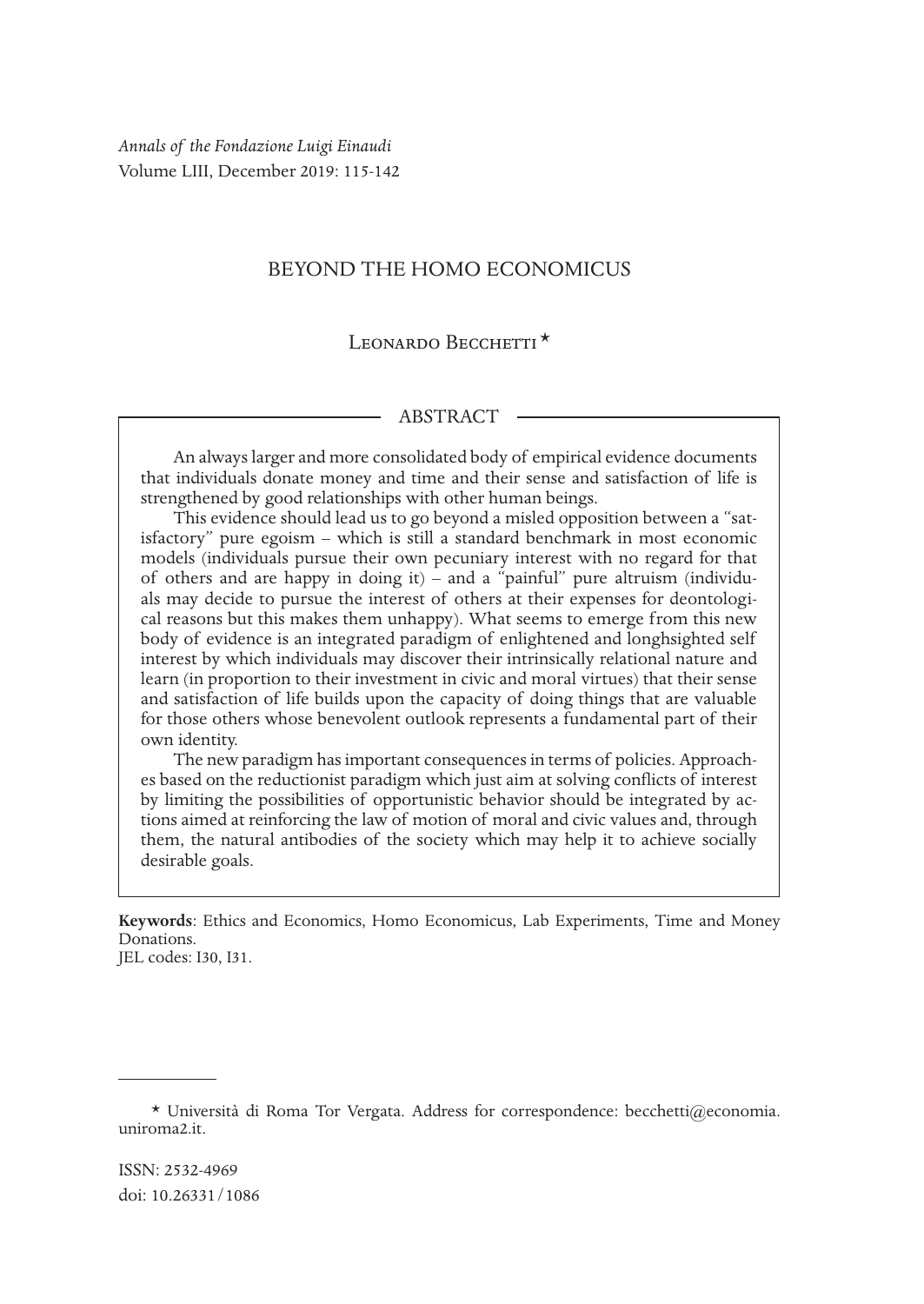*Annals of the Fondazione Luigi Einaudi*
Volume LIII, December 2019: 115-142

# BEYOND THE HOMO ECONOMICUS

Leonardo Becchetti *

## ABSTRACT

An always larger and more consolidated body of empirical evidence documents that individuals donate money and time and their sense and satisfaction of life is strengthened by good relationships with other human beings.

This evidence should lead us to go beyond a misled opposition between a "satisfactory" pure egoism – which is still a standard benchmark in most economic models (individuals pursue their own pecuniary interest with no regard for that of others and are happy in doing it) – and a "painful" pure altruism (individuals may decide to pursue the interest of others at their expenses for deontological reasons but this makes them unhappy). What seems to emerge from this new body of evidence is an integrated paradigm of enlightened and longhsighted self interest by which individuals may discover their intrinsically relational nature and learn (in proportion to their investment in civic and moral virtues) that their sense and satisfaction of life builds upon the capacity of doing things that are valuable for those others whose benevolent outlook represents a fundamental part of their own identity.

The new paradigm has important consequences in terms of policies. Approaches based on the reductionist paradigm which just aim at solving conflicts of interest by limiting the possibilities of opportunistic behavior should be integrated by actions aimed at reinforcing the law of motion of moral and civic values and, through them, the natural antibodies of the society which may help it to achieve socially desirable goals.

**Keywords**: Ethics and Economics, Homo Economicus, Lab Experiments, Time and Money Donations.
JEL codes: I30, I31.

---

* Università di Roma Tor Vergata. Address for correspondence: becchetti@economia.uniroma2.it.

ISSN: 2532-4969
doi: 10.26331/1086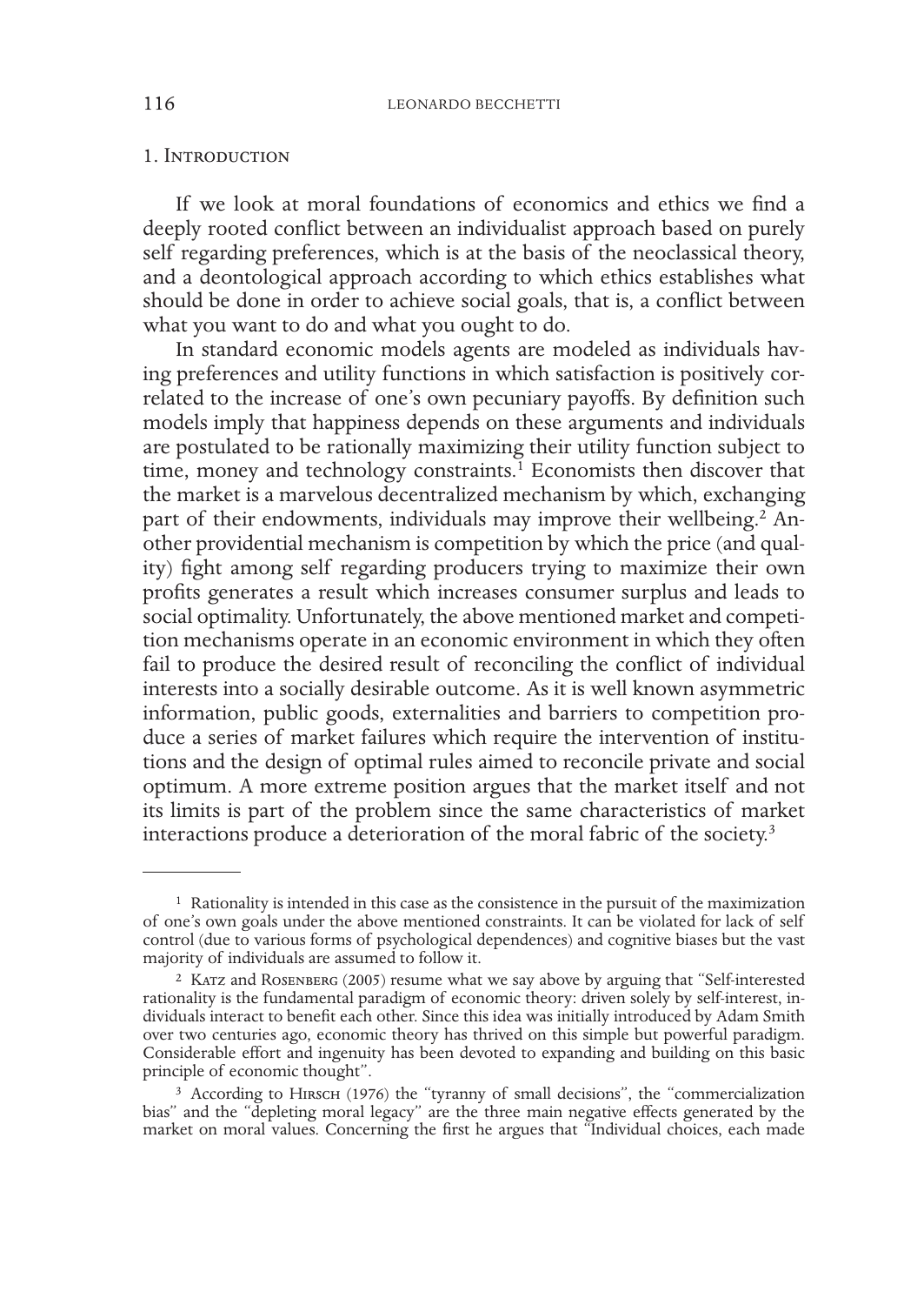## 1. Introduction

If we look at moral foundations of economics and ethics we find a deeply rooted conflict between an individualist approach based on purely self regarding preferences, which is at the basis of the neoclassical theory, and a deontological approach according to which ethics establishes what should be done in order to achieve social goals, that is, a conflict between what you want to do and what you ought to do.

In standard economic models agents are modeled as individuals having preferences and utility functions in which satisfaction is positively correlated to the increase of one's own pecuniary payoffs. By definition such models imply that happiness depends on these arguments and individuals are postulated to be rationally maximizing their utility function subject to time, money and technology constraints.[1] Economists then discover that the market is a marvelous decentralized mechanism by which, exchanging part of their endowments, individuals may improve their wellbeing.[2] Another providential mechanism is competition by which the price (and quality) fight among self regarding producers trying to maximize their own profits generates a result which increases consumer surplus and leads to social optimality. Unfortunately, the above mentioned market and competition mechanisms operate in an economic environment in which they often fail to produce the desired result of reconciling the conflict of individual interests into a socially desirable outcome. As it is well known asymmetric information, public goods, externalities and barriers to competition produce a series of market failures which require the intervention of institutions and the design of optimal rules aimed to reconcile private and social optimum. A more extreme position argues that the market itself and not its limits is part of the problem since the same characteristics of market interactions produce a deterioration of the moral fabric of the society.[3]

---

[1] Rationality is intended in this case as the consistence in the pursuit of the maximization of one's own goals under the above mentioned constraints. It can be violated for lack of self control (due to various forms of psychological dependences) and cognitive biases but the vast majority of individuals are assumed to follow it.

[2] Katz and Rosenberg (2005) resume what we say above by arguing that "Self-interested rationality is the fundamental paradigm of economic theory: driven solely by self-interest, individuals interact to benefit each other. Since this idea was initially introduced by Adam Smith over two centuries ago, economic theory has thrived on this simple but powerful paradigm. Considerable effort and ingenuity has been devoted to expanding and building on this basic principle of economic thought".

[3] According to Hirsch (1976) the "tyranny of small decisions", the "commercialization bias" and the "depleting moral legacy" are the three main negative effects generated by the market on moral values. Concerning the first he argues that "Individual choices, each made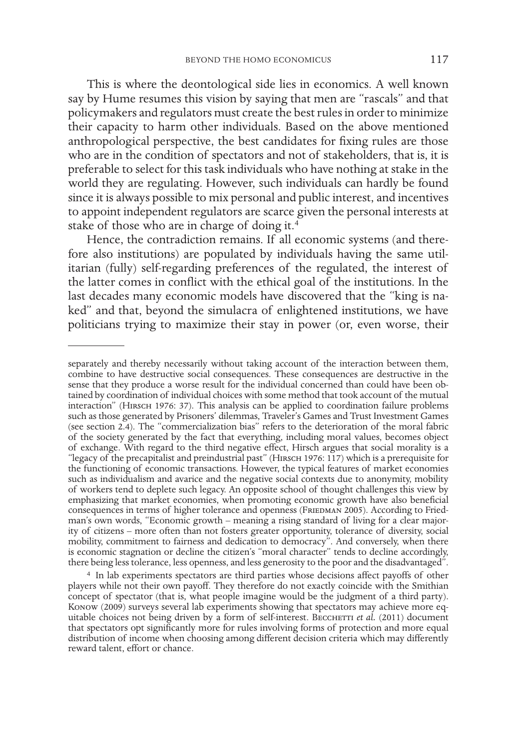This is where the deontological side lies in economics. A well known say by Hume resumes this vision by saying that men are "rascals" and that policymakers and regulators must create the best rules in order to minimize their capacity to harm other individuals. Based on the above mentioned anthropological perspective, the best candidates for fixing rules are those who are in the condition of spectators and not of stakeholders, that is, it is preferable to select for this task individuals who have nothing at stake in the world they are regulating. However, such individuals can hardly be found since it is always possible to mix personal and public interest, and incentives to appoint independent regulators are scarce given the personal interests at stake of those who are in charge of doing it.[4]

Hence, the contradiction remains. If all economic systems (and therefore also institutions) are populated by individuals having the same utilitarian (fully) self-regarding preferences of the regulated, the interest of the latter comes in conflict with the ethical goal of the institutions. In the last decades many economic models have discovered that the "king is naked" and that, beyond the simulacra of enlightened institutions, we have politicians trying to maximize their stay in power (or, even worse, their

---

separately and thereby necessarily without taking account of the interaction between them, combine to have destructive social consequences. These consequences are destructive in the sense that they produce a worse result for the individual concerned than could have been obtained by coordination of individual choices with some method that took account of the mutual interaction" (Hirsch 1976: 37). This analysis can be applied to coordination failure problems such as those generated by Prisoners' dilemmas, Traveler's Games and Trust Investment Games (see section 2.4). The "commercialization bias" refers to the deterioration of the moral fabric of the society generated by the fact that everything, including moral values, becomes object of exchange. With regard to the third negative effect, Hirsch argues that social morality is a "legacy of the precapitalist and preindustrial past" (Hirsch 1976: 117) which is a prerequisite for the functioning of economic transactions. However, the typical features of market economies such as individualism and avarice and the negative social contexts due to anonymity, mobility of workers tend to deplete such legacy. An opposite school of thought challenges this view by emphasizing that market economies, when promoting economic growth have also beneficial consequences in terms of higher tolerance and openness (Friedman 2005). According to Friedman's own words, "Economic growth – meaning a rising standard of living for a clear majority of citizens – more often than not fosters greater opportunity, tolerance of diversity, social mobility, commitment to fairness and dedication to democracy". And conversely, when there is economic stagnation or decline the citizen's "moral character" tends to decline accordingly, there being less tolerance, less openness, and less generosity to the poor and the disadvantaged".

[4] In lab experiments spectators are third parties whose decisions affect payoffs of other players while not their own payoff. They therefore do not exactly coincide with the Smithian concept of spectator (that is, what people imagine would be the judgment of a third party). Konow (2009) surveys several lab experiments showing that spectators may achieve more equitable choices not being driven by a form of self-interest. Becchetti *et al.* (2011) document that spectators opt significantly more for rules involving forms of protection and more equal distribution of income when choosing among different decision criteria which may differently reward talent, effort or chance.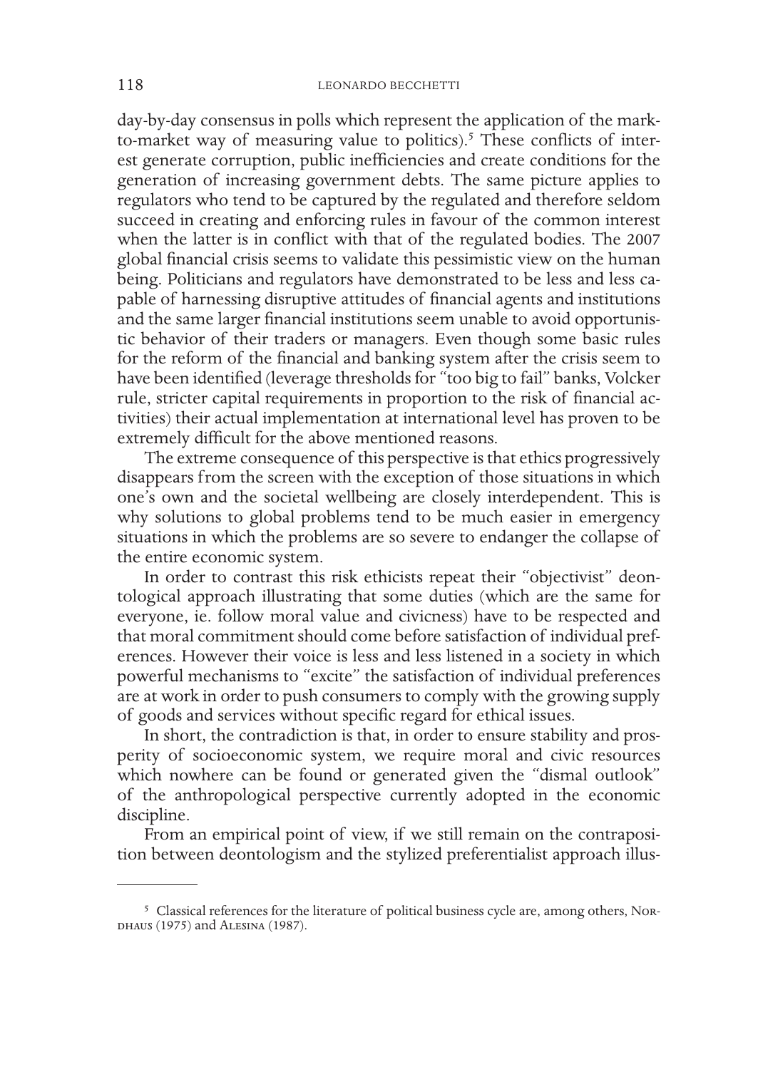day-by-day consensus in polls which represent the application of the mark-to-market way of measuring value to politics).[5] These conflicts of interest generate corruption, public inefficiencies and create conditions for the generation of increasing government debts. The same picture applies to regulators who tend to be captured by the regulated and therefore seldom succeed in creating and enforcing rules in favour of the common interest when the latter is in conflict with that of the regulated bodies. The 2007 global financial crisis seems to validate this pessimistic view on the human being. Politicians and regulators have demonstrated to be less and less capable of harnessing disruptive attitudes of financial agents and institutions and the same larger financial institutions seem unable to avoid opportunistic behavior of their traders or managers. Even though some basic rules for the reform of the financial and banking system after the crisis seem to have been identified (leverage thresholds for "too big to fail" banks, Volcker rule, stricter capital requirements in proportion to the risk of financial activities) their actual implementation at international level has proven to be extremely difficult for the above mentioned reasons.

The extreme consequence of this perspective is that ethics progressively disappears from the screen with the exception of those situations in which one's own and the societal wellbeing are closely interdependent. This is why solutions to global problems tend to be much easier in emergency situations in which the problems are so severe to endanger the collapse of the entire economic system.

In order to contrast this risk ethicists repeat their "objectivist" deontological approach illustrating that some duties (which are the same for everyone, ie. follow moral value and civicness) have to be respected and that moral commitment should come before satisfaction of individual preferences. However their voice is less and less listened in a society in which powerful mechanisms to "excite" the satisfaction of individual preferences are at work in order to push consumers to comply with the growing supply of goods and services without specific regard for ethical issues.

In short, the contradiction is that, in order to ensure stability and prosperity of socioeconomic system, we require moral and civic resources which nowhere can be found or generated given the "dismal outlook" of the anthropological perspective currently adopted in the economic discipline.

From an empirical point of view, if we still remain on the contraposition between deontologism and the stylized preferentialist approach illus-

[5] Classical references for the literature of political business cycle are, among others, Nordhaus (1975) and Alesina (1987).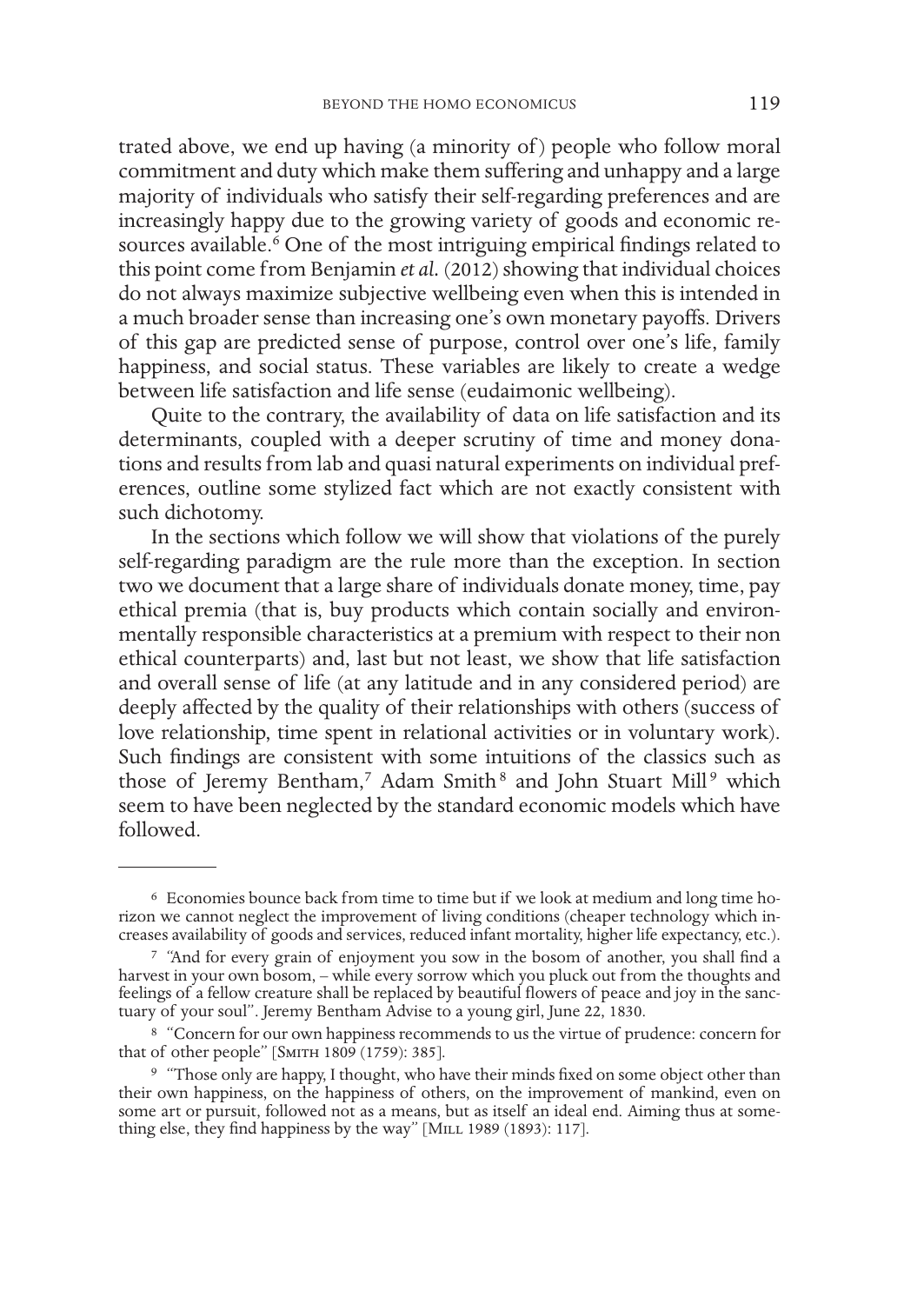trated above, we end up having (a minority of) people who follow moral commitment and duty which make them suffering and unhappy and a large majority of individuals who satisfy their self-regarding preferences and are increasingly happy due to the growing variety of goods and economic resources available.[6] One of the most intriguing empirical findings related to this point come from Benjamin *et al.* (2012) showing that individual choices do not always maximize subjective wellbeing even when this is intended in a much broader sense than increasing one's own monetary payoffs. Drivers of this gap are predicted sense of purpose, control over one's life, family happiness, and social status. These variables are likely to create a wedge between life satisfaction and life sense (eudaimonic wellbeing).

Quite to the contrary, the availability of data on life satisfaction and its determinants, coupled with a deeper scrutiny of time and money donations and results from lab and quasi natural experiments on individual preferences, outline some stylized fact which are not exactly consistent with such dichotomy.

In the sections which follow we will show that violations of the purely self-regarding paradigm are the rule more than the exception. In section two we document that a large share of individuals donate money, time, pay ethical premia (that is, buy products which contain socially and environmentally responsible characteristics at a premium with respect to their non ethical counterparts) and, last but not least, we show that life satisfaction and overall sense of life (at any latitude and in any considered period) are deeply affected by the quality of their relationships with others (success of love relationship, time spent in relational activities or in voluntary work). Such findings are consistent with some intuitions of the classics such as those of Jeremy Bentham,[7] Adam Smith[8] and John Stuart Mill[9] which seem to have been neglected by the standard economic models which have followed.

---

[6] Economies bounce back from time to time but if we look at medium and long time horizon we cannot neglect the improvement of living conditions (cheaper technology which increases availability of goods and services, reduced infant mortality, higher life expectancy, etc.).

[7] "And for every grain of enjoyment you sow in the bosom of another, you shall find a harvest in your own bosom, – while every sorrow which you pluck out from the thoughts and feelings of a fellow creature shall be replaced by beautiful flowers of peace and joy in the sanctuary of your soul". Jeremy Bentham Advise to a young girl, June 22, 1830.

[8] "Concern for our own happiness recommends to us the virtue of prudence: concern for that of other people" [Smith 1809 (1759): 385].

[9] "Those only are happy, I thought, who have their minds fixed on some object other than their own happiness, on the happiness of others, on the improvement of mankind, even on some art or pursuit, followed not as a means, but as itself an ideal end. Aiming thus at something else, they find happiness by the way" [Mill 1989 (1893): 117].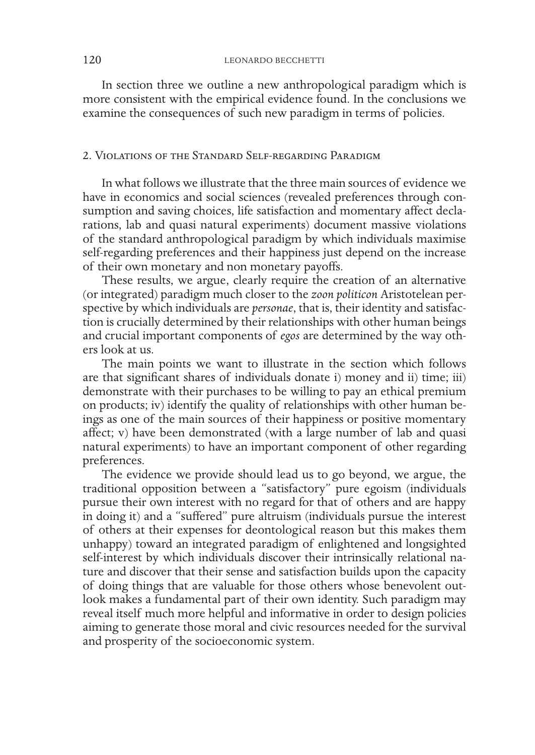In section three we outline a new anthropological paradigm which is more consistent with the empirical evidence found. In the conclusions we examine the consequences of such new paradigm in terms of policies.

## 2. Violations of the Standard Self-regarding Paradigm

In what follows we illustrate that the three main sources of evidence we have in economics and social sciences (revealed preferences through consumption and saving choices, life satisfaction and momentary affect declarations, lab and quasi natural experiments) document massive violations of the standard anthropological paradigm by which individuals maximise self-regarding preferences and their happiness just depend on the increase of their own monetary and non monetary payoffs.

These results, we argue, clearly require the creation of an alternative (or integrated) paradigm much closer to the *zoon politicon* Aristotelean perspective by which individuals are *personae*, that is, their identity and satisfaction is crucially determined by their relationships with other human beings and crucial important components of *egos* are determined by the way others look at us.

The main points we want to illustrate in the section which follows are that significant shares of individuals donate i) money and ii) time; iii) demonstrate with their purchases to be willing to pay an ethical premium on products; iv) identify the quality of relationships with other human beings as one of the main sources of their happiness or positive momentary affect; v) have been demonstrated (with a large number of lab and quasi natural experiments) to have an important component of other regarding preferences.

The evidence we provide should lead us to go beyond, we argue, the traditional opposition between a "satisfactory" pure egoism (individuals pursue their own interest with no regard for that of others and are happy in doing it) and a "suffered" pure altruism (individuals pursue the interest of others at their expenses for deontological reason but this makes them unhappy) toward an integrated paradigm of enlightened and longsighted self-interest by which individuals discover their intrinsically relational nature and discover that their sense and satisfaction builds upon the capacity of doing things that are valuable for those others whose benevolent outlook makes a fundamental part of their own identity. Such paradigm may reveal itself much more helpful and informative in order to design policies aiming to generate those moral and civic resources needed for the survival and prosperity of the socioeconomic system.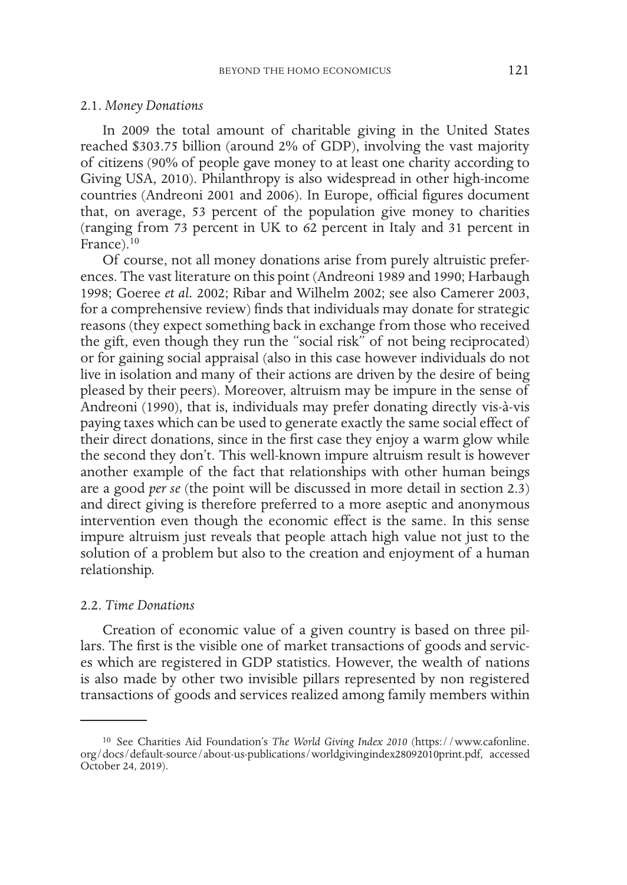### 2.1. *Money Donations*

In 2009 the total amount of charitable giving in the United States reached $303.75 billion (around 2% of GDP), involving the vast majority of citizens (90% of people gave money to at least one charity according to Giving USA, 2010). Philanthropy is also widespread in other high-income countries (Andreoni 2001 and 2006). In Europe, official figures document that, on average, 53 percent of the population give money to charities (ranging from 73 percent in UK to 62 percent in Italy and 31 percent in France).[10]

Of course, not all money donations arise from purely altruistic preferences. The vast literature on this point (Andreoni 1989 and 1990; Harbaugh 1998; Goeree *et al.* 2002; Ribar and Wilhelm 2002; see also Camerer 2003, for a comprehensive review) finds that individuals may donate for strategic reasons (they expect something back in exchange from those who received the gift, even though they run the "social risk" of not being reciprocated) or for gaining social appraisal (also in this case however individuals do not live in isolation and many of their actions are driven by the desire of being pleased by their peers). Moreover, altruism may be impure in the sense of Andreoni (1990), that is, individuals may prefer donating directly vis-à-vis paying taxes which can be used to generate exactly the same social effect of their direct donations, since in the first case they enjoy a warm glow while the second they don't. This well-known impure altruism result is however another example of the fact that relationships with other human beings are a good *per se* (the point will be discussed in more detail in section 2.3) and direct giving is therefore preferred to a more aseptic and anonymous intervention even though the economic effect is the same. In this sense impure altruism just reveals that people attach high value not just to the solution of a problem but also to the creation and enjoyment of a human relationship.

### 2.2. *Time Donations*

Creation of economic value of a given country is based on three pillars. The first is the visible one of market transactions of goods and services which are registered in GDP statistics. However, the wealth of nations is also made by other two invisible pillars represented by non registered transactions of goods and services realized among family members within

---

[10] See Charities Aid Foundation's *The World Giving Index 2010* (https://www.cafonline.org/docs/default-source/about-us-publications/worldgivingindex28092010print.pdf, accessed October 24, 2019).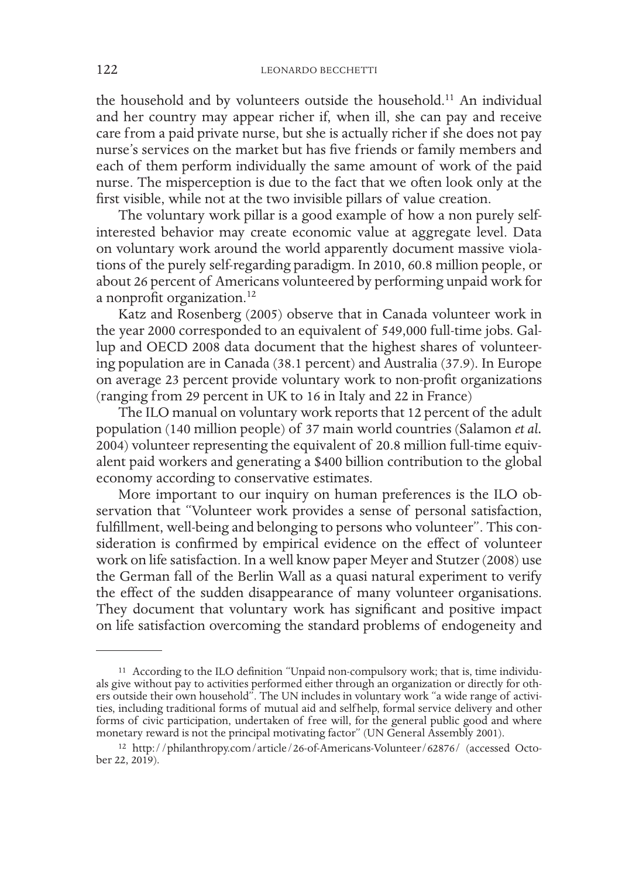the household and by volunteers outside the household.[11] An individual and her country may appear richer if, when ill, she can pay and receive care from a paid private nurse, but she is actually richer if she does not pay nurse's services on the market but has five friends or family members and each of them perform individually the same amount of work of the paid nurse. The misperception is due to the fact that we often look only at the first visible, while not at the two invisible pillars of value creation.

The voluntary work pillar is a good example of how a non purely self-interested behavior may create economic value at aggregate level. Data on voluntary work around the world apparently document massive violations of the purely self-regarding paradigm. In 2010, 60.8 million people, or about 26 percent of Americans volunteered by performing unpaid work for a nonprofit organization.[12]

Katz and Rosenberg (2005) observe that in Canada volunteer work in the year 2000 corresponded to an equivalent of 549,000 full-time jobs. Gallup and OECD 2008 data document that the highest shares of volunteering population are in Canada (38.1 percent) and Australia (37.9). In Europe on average 23 percent provide voluntary work to non-profit organizations (ranging from 29 percent in UK to 16 in Italy and 22 in France)

The ILO manual on voluntary work reports that 12 percent of the adult population (140 million people) of 37 main world countries (Salamon *et al.* 2004) volunteer representing the equivalent of 20.8 million full-time equivalent paid workers and generating a $400 billion contribution to the global economy according to conservative estimates.

More important to our inquiry on human preferences is the ILO observation that "Volunteer work provides a sense of personal satisfaction, fulfillment, well-being and belonging to persons who volunteer". This consideration is confirmed by empirical evidence on the effect of volunteer work on life satisfaction. In a well know paper Meyer and Stutzer (2008) use the German fall of the Berlin Wall as a quasi natural experiment to verify the effect of the sudden disappearance of many volunteer organisations. They document that voluntary work has significant and positive impact on life satisfaction overcoming the standard problems of endogeneity and

---

[11] According to the ILO definition "Unpaid non-compulsory work; that is, time individuals give without pay to activities performed either through an organization or directly for others outside their own household". The UN includes in voluntary work "a wide range of activities, including traditional forms of mutual aid and selfhelp, formal service delivery and other forms of civic participation, undertaken of free will, for the general public good and where monetary reward is not the principal motivating factor" (UN General Assembly 2001).

[12] http://philanthropy.com/article/26-of-Americans-Volunteer/62876/ (accessed October 22, 2019).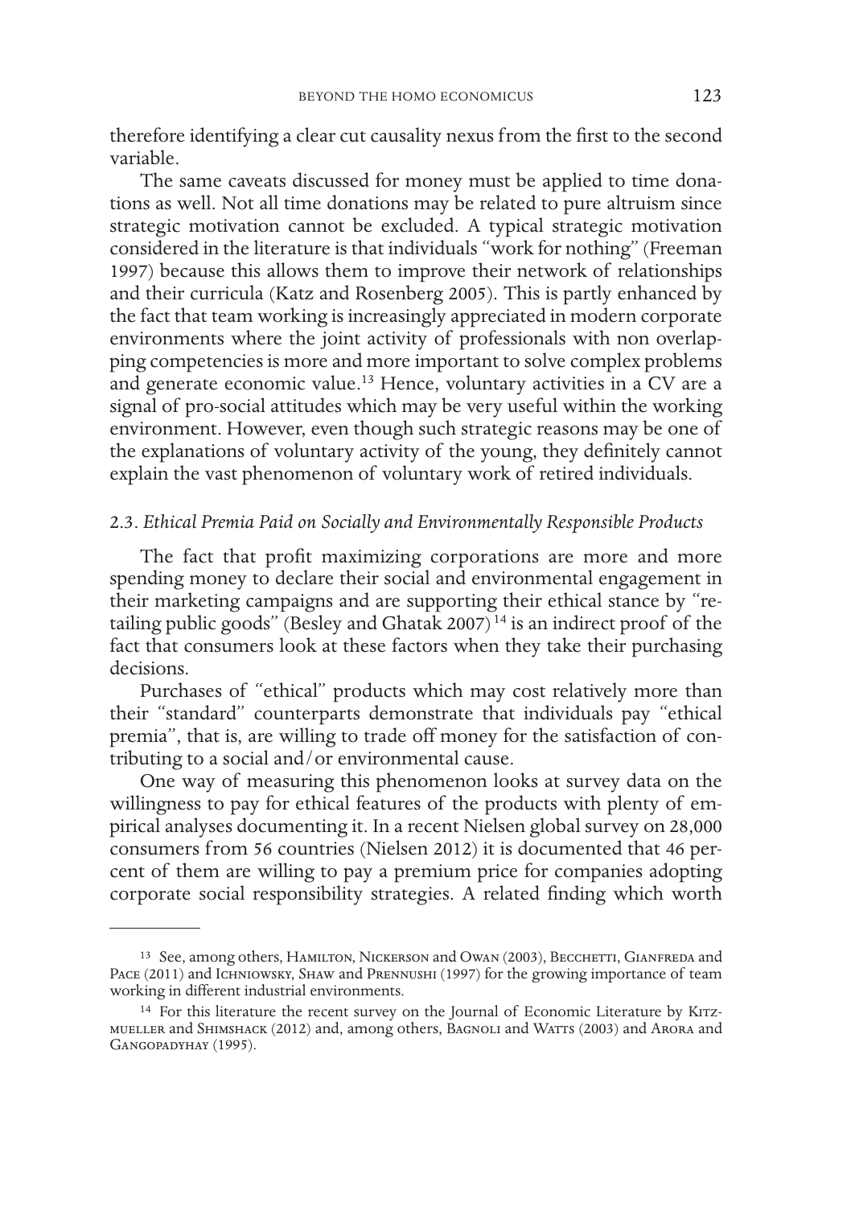therefore identifying a clear cut causality nexus from the first to the second variable.

The same caveats discussed for money must be applied to time donations as well. Not all time donations may be related to pure altruism since strategic motivation cannot be excluded. A typical strategic motivation considered in the literature is that individuals "work for nothing" (Freeman 1997) because this allows them to improve their network of relationships and their curricula (Katz and Rosenberg 2005). This is partly enhanced by the fact that team working is increasingly appreciated in modern corporate environments where the joint activity of professionals with non overlapping competencies is more and more important to solve complex problems and generate economic value.[13] Hence, voluntary activities in a CV are a signal of pro-social attitudes which may be very useful within the working environment. However, even though such strategic reasons may be one of the explanations of voluntary activity of the young, they definitely cannot explain the vast phenomenon of voluntary work of retired individuals.

### 2.3. *Ethical Premia Paid on Socially and Environmentally Responsible Products*

The fact that profit maximizing corporations are more and more spending money to declare their social and environmental engagement in their marketing campaigns and are supporting their ethical stance by "retailing public goods" (Besley and Ghatak 2007)[14] is an indirect proof of the fact that consumers look at these factors when they take their purchasing decisions.

Purchases of "ethical" products which may cost relatively more than their "standard" counterparts demonstrate that individuals pay "ethical premia", that is, are willing to trade off money for the satisfaction of contributing to a social and/or environmental cause.

One way of measuring this phenomenon looks at survey data on the willingness to pay for ethical features of the products with plenty of empirical analyses documenting it. In a recent Nielsen global survey on 28,000 consumers from 56 countries (Nielsen 2012) it is documented that 46 percent of them are willing to pay a premium price for companies adopting corporate social responsibility strategies. A related finding which worth

---

[13] See, among others, Hamilton, Nickerson and Owan (2003), Becchetti, Gianfreda and Pace (2011) and Ichniowsky, Shaw and Prennushi (1997) for the growing importance of team working in different industrial environments.

[14] For this literature the recent survey on the Journal of Economic Literature by Kitzmueller and Shimshack (2012) and, among others, Bagnoli and Watts (2003) and Arora and Gangopadyhay (1995).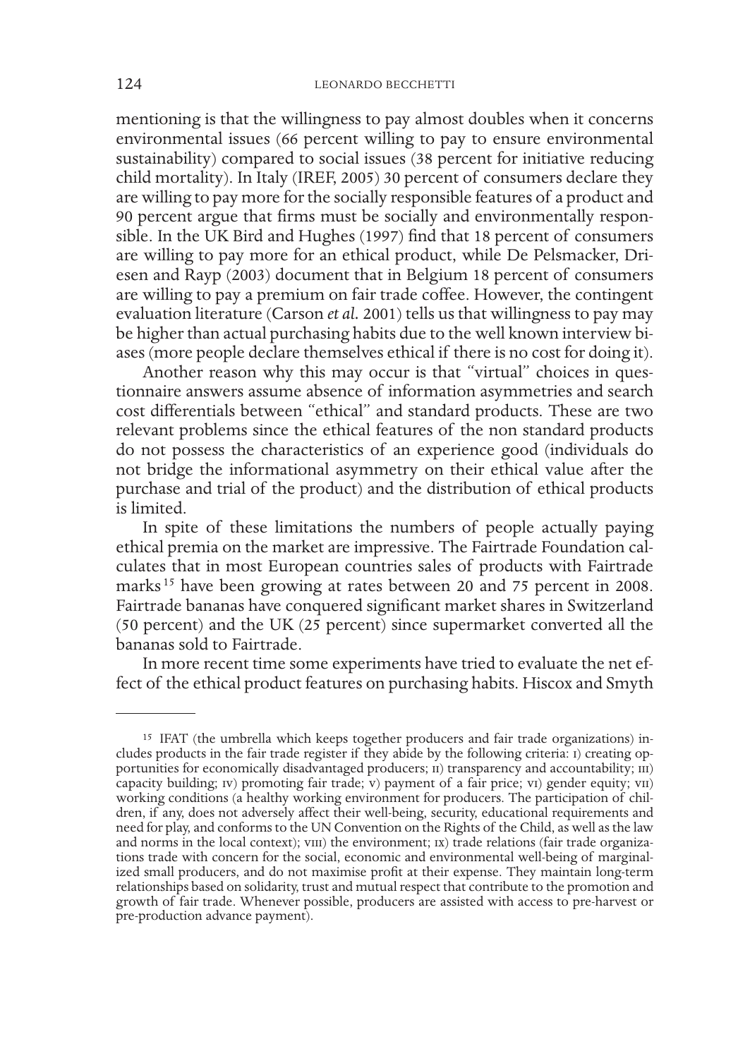mentioning is that the willingness to pay almost doubles when it concerns environmental issues (66 percent willing to pay to ensure environmental sustainability) compared to social issues (38 percent for initiative reducing child mortality). In Italy (IREF, 2005) 30 percent of consumers declare they are willing to pay more for the socially responsible features of a product and 90 percent argue that firms must be socially and environmentally responsible. In the UK Bird and Hughes (1997) find that 18 percent of consumers are willing to pay more for an ethical product, while De Pelsmacker, Driesen and Rayp (2003) document that in Belgium 18 percent of consumers are willing to pay a premium on fair trade coffee. However, the contingent evaluation literature (Carson *et al.* 2001) tells us that willingness to pay may be higher than actual purchasing habits due to the well known interview biases (more people declare themselves ethical if there is no cost for doing it).

Another reason why this may occur is that "virtual" choices in questionnaire answers assume absence of information asymmetries and search cost differentials between "ethical" and standard products. These are two relevant problems since the ethical features of the non standard products do not possess the characteristics of an experience good (individuals do not bridge the informational asymmetry on their ethical value after the purchase and trial of the product) and the distribution of ethical products is limited.

In spite of these limitations the numbers of people actually paying ethical premia on the market are impressive. The Fairtrade Foundation calculates that in most European countries sales of products with Fairtrade marks[15] have been growing at rates between 20 and 75 percent in 2008. Fairtrade bananas have conquered significant market shares in Switzerland (50 percent) and the UK (25 percent) since supermarket converted all the bananas sold to Fairtrade.

In more recent time some experiments have tried to evaluate the net effect of the ethical product features on purchasing habits. Hiscox and Smyth

---

[15] IFAT (the umbrella which keeps together producers and fair trade organizations) includes products in the fair trade register if they abide by the following criteria: I) creating opportunities for economically disadvantaged producers; II) transparency and accountability; III) capacity building; IV) promoting fair trade; V) payment of a fair price; VI) gender equity; VII) working conditions (a healthy working environment for producers. The participation of children, if any, does not adversely affect their well-being, security, educational requirements and need for play, and conforms to the UN Convention on the Rights of the Child, as well as the law and norms in the local context); VIII) the environment; IX) trade relations (fair trade organizations trade with concern for the social, economic and environmental well-being of marginalized small producers, and do not maximise profit at their expense. They maintain long-term relationships based on solidarity, trust and mutual respect that contribute to the promotion and growth of fair trade. Whenever possible, producers are assisted with access to pre-harvest or pre-production advance payment).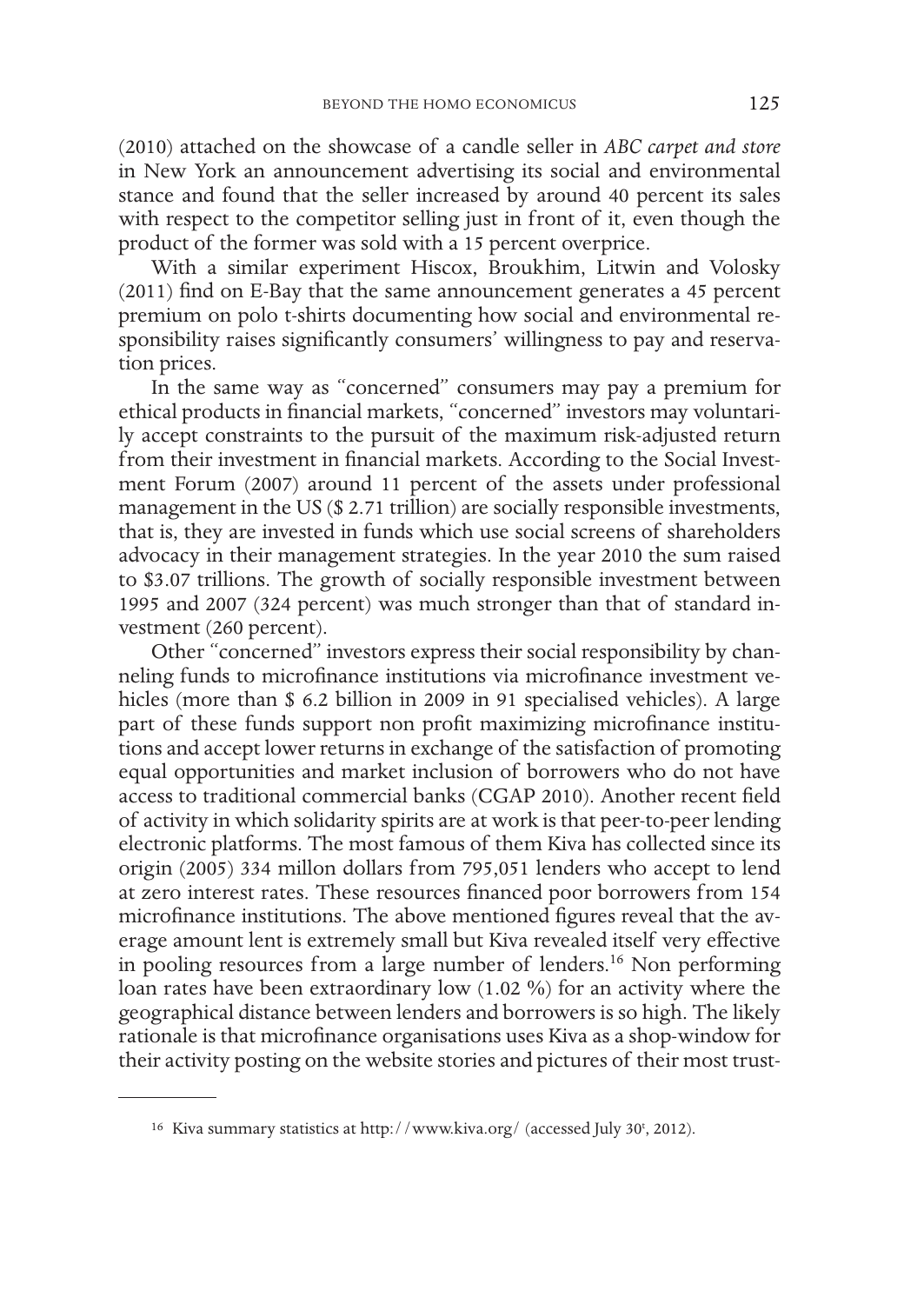(2010) attached on the showcase of a candle seller in *ABC carpet and store* in New York an announcement advertising its social and environmental stance and found that the seller increased by around 40 percent its sales with respect to the competitor selling just in front of it, even though the product of the former was sold with a 15 percent overprice.

With a similar experiment Hiscox, Broukhim, Litwin and Volosky (2011) find on E-Bay that the same announcement generates a 45 percent premium on polo t-shirts documenting how social and environmental responsibility raises significantly consumers' willingness to pay and reservation prices.

In the same way as "concerned" consumers may pay a premium for ethical products in financial markets, "concerned" investors may voluntarily accept constraints to the pursuit of the maximum risk-adjusted return from their investment in financial markets. According to the Social Investment Forum (2007) around 11 percent of the assets under professional management in the US ($ 2.71 trillion) are socially responsible investments, that is, they are invested in funds which use social screens of shareholders advocacy in their management strategies. In the year 2010 the sum raised to $3.07 trillions. The growth of socially responsible investment between 1995 and 2007 (324 percent) was much stronger than that of standard investment (260 percent).

Other "concerned" investors express their social responsibility by channeling funds to microfinance institutions via microfinance investment vehicles (more than $ 6.2 billion in 2009 in 91 specialised vehicles). A large part of these funds support non profit maximizing microfinance institutions and accept lower returns in exchange of the satisfaction of promoting equal opportunities and market inclusion of borrowers who do not have access to traditional commercial banks (CGAP 2010). Another recent field of activity in which solidarity spirits are at work is that peer-to-peer lending electronic platforms. The most famous of them Kiva has collected since its origin (2005) 334 millon dollars from 795,051 lenders who accept to lend at zero interest rates. These resources financed poor borrowers from 154 microfinance institutions. The above mentioned figures reveal that the average amount lent is extremely small but Kiva revealed itself very effective in pooling resources from a large number of lenders.[16] Non performing loan rates have been extraordinary low (1.02 %) for an activity where the geographical distance between lenders and borrowers is so high. The likely rationale is that microfinance organisations uses Kiva as a shop-window for their activity posting on the website stories and pictures of their most trust-

[16] Kiva summary statistics at http://www.kiva.org/ (accessed July 30t, 2012).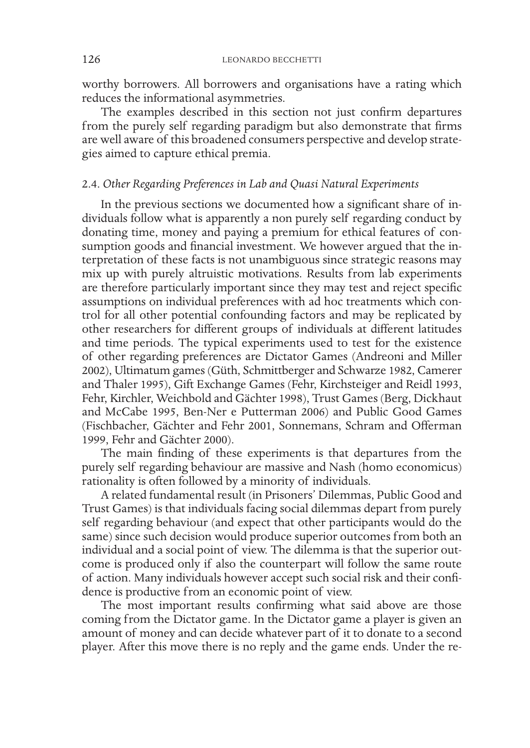worthy borrowers. All borrowers and organisations have a rating which reduces the informational asymmetries.

The examples described in this section not just confirm departures from the purely self regarding paradigm but also demonstrate that firms are well aware of this broadened consumers perspective and develop strategies aimed to capture ethical premia.

### 2.4. *Other Regarding Preferences in Lab and Quasi Natural Experiments*

In the previous sections we documented how a significant share of individuals follow what is apparently a non purely self regarding conduct by donating time, money and paying a premium for ethical features of consumption goods and financial investment. We however argued that the interpretation of these facts is not unambiguous since strategic reasons may mix up with purely altruistic motivations. Results from lab experiments are therefore particularly important since they may test and reject specific assumptions on individual preferences with ad hoc treatments which control for all other potential confounding factors and may be replicated by other researchers for different groups of individuals at different latitudes and time periods. The typical experiments used to test for the existence of other regarding preferences are Dictator Games (Andreoni and Miller 2002), Ultimatum games (Güth, Schmittberger and Schwarze 1982, Camerer and Thaler 1995), Gift Exchange Games (Fehr, Kirchsteiger and Reidl 1993, Fehr, Kirchler, Weichbold and Gächter 1998), Trust Games (Berg, Dickhaut and McCabe 1995, Ben-Ner e Putterman 2006) and Public Good Games (Fischbacher, Gächter and Fehr 2001, Sonnemans, Schram and Offerman 1999, Fehr and Gächter 2000).

The main finding of these experiments is that departures from the purely self regarding behaviour are massive and Nash (homo economicus) rationality is often followed by a minority of individuals.

A related fundamental result (in Prisoners' Dilemmas, Public Good and Trust Games) is that individuals facing social dilemmas depart from purely self regarding behaviour (and expect that other participants would do the same) since such decision would produce superior outcomes from both an individual and a social point of view. The dilemma is that the superior outcome is produced only if also the counterpart will follow the same route of action. Many individuals however accept such social risk and their confidence is productive from an economic point of view.

The most important results confirming what said above are those coming from the Dictator game. In the Dictator game a player is given an amount of money and can decide whatever part of it to donate to a second player. After this move there is no reply and the game ends. Under the re-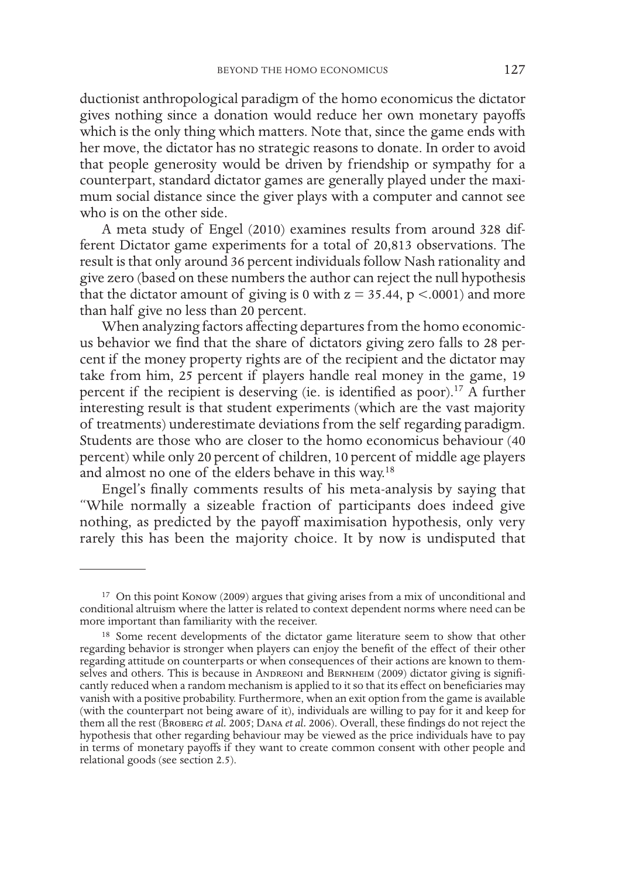ductionist anthropological paradigm of the homo economicus the dictator gives nothing since a donation would reduce her own monetary payoffs which is the only thing which matters. Note that, since the game ends with her move, the dictator has no strategic reasons to donate. In order to avoid that people generosity would be driven by friendship or sympathy for a counterpart, standard dictator games are generally played under the maximum social distance since the giver plays with a computer and cannot see who is on the other side.

A meta study of Engel (2010) examines results from around 328 different Dictator game experiments for a total of 20,813 observations. The result is that only around 36 percent individuals follow Nash rationality and give zero (based on these numbers the author can reject the null hypothesis that the dictator amount of giving is 0 with $z = 35.44$, $p < .0001$) and more than half give no less than 20 percent.

When analyzing factors affecting departures from the homo economicus behavior we find that the share of dictators giving zero falls to 28 percent if the money property rights are of the recipient and the dictator may take from him, 25 percent if players handle real money in the game, 19 percent if the recipient is deserving (ie. is identified as poor).[17] A further interesting result is that student experiments (which are the vast majority of treatments) underestimate deviations from the self regarding paradigm. Students are those who are closer to the homo economicus behaviour (40 percent) while only 20 percent of children, 10 percent of middle age players and almost no one of the elders behave in this way.[18]

Engel's finally comments results of his meta-analysis by saying that "While normally a sizeable fraction of participants does indeed give nothing, as predicted by the payoff maximisation hypothesis, only very rarely this has been the majority choice. It by now is undisputed that

---

[17] On this point Konow (2009) argues that giving arises from a mix of unconditional and conditional altruism where the latter is related to context dependent norms where need can be more important than familiarity with the receiver.

[18] Some recent developments of the dictator game literature seem to show that other regarding behavior is stronger when players can enjoy the benefit of the effect of their other regarding attitude on counterparts or when consequences of their actions are known to themselves and others. This is because in Andreoni and Bernheim (2009) dictator giving is significantly reduced when a random mechanism is applied to it so that its effect on beneficiaries may vanish with a positive probability. Furthermore, when an exit option from the game is available (with the counterpart not being aware of it), individuals are willing to pay for it and keep for them all the rest (Broberg *et al.* 2005; Dana *et al.* 2006). Overall, these findings do not reject the hypothesis that other regarding behaviour may be viewed as the price individuals have to pay in terms of monetary payoffs if they want to create common consent with other people and relational goods (see section 2.5).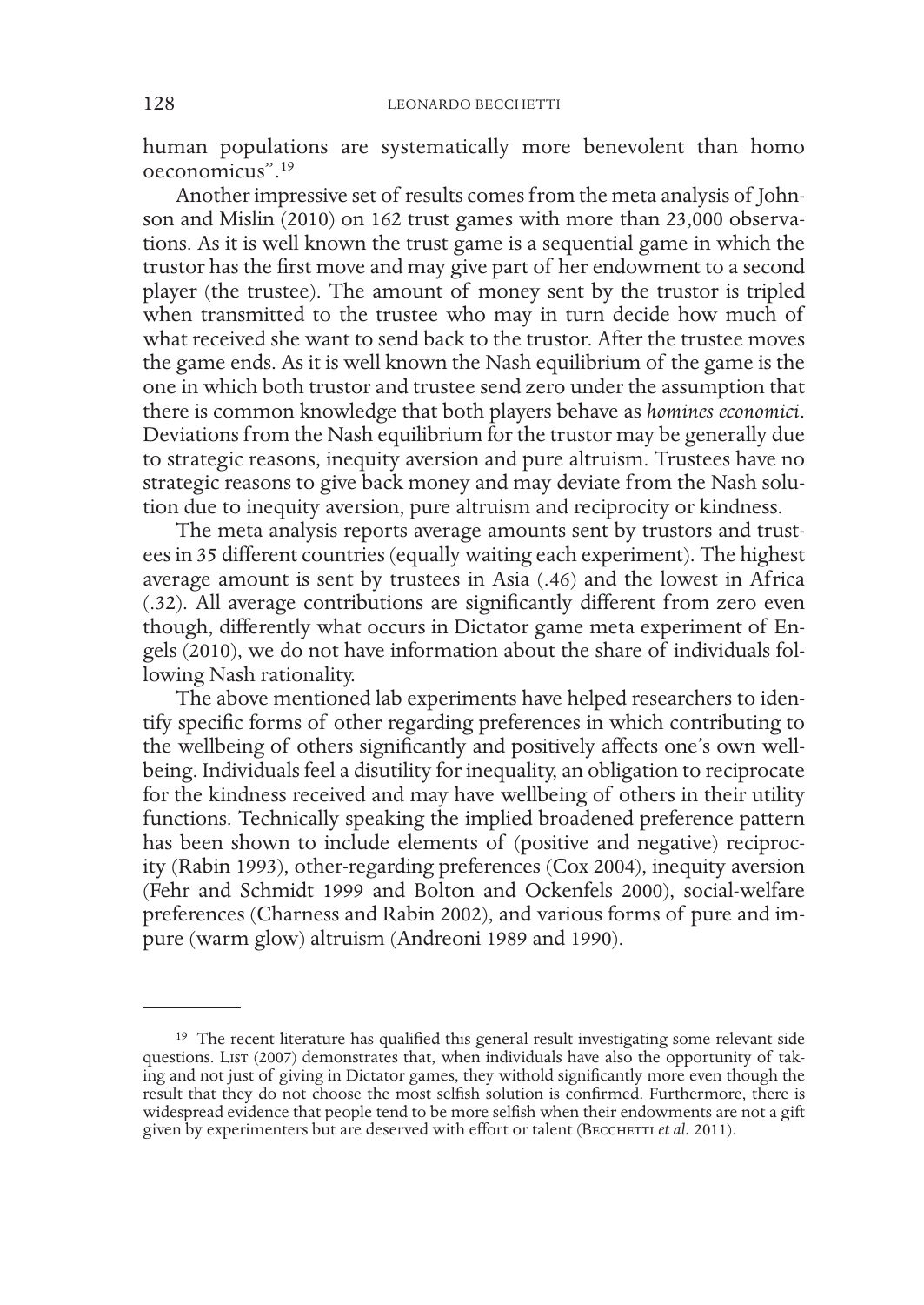human populations are systematically more benevolent than homo oeconomicus".[19]

Another impressive set of results comes from the meta analysis of Johnson and Mislin (2010) on 162 trust games with more than 23,000 observations. As it is well known the trust game is a sequential game in which the trustor has the first move and may give part of her endowment to a second player (the trustee). The amount of money sent by the trustor is tripled when transmitted to the trustee who may in turn decide how much of what received she want to send back to the trustor. After the trustee moves the game ends. As it is well known the Nash equilibrium of the game is the one in which both trustor and trustee send zero under the assumption that there is common knowledge that both players behave as *homines economici*. Deviations from the Nash equilibrium for the trustor may be generally due to strategic reasons, inequity aversion and pure altruism. Trustees have no strategic reasons to give back money and may deviate from the Nash solution due to inequity aversion, pure altruism and reciprocity or kindness.

The meta analysis reports average amounts sent by trustors and trustees in 35 different countries (equally waiting each experiment). The highest average amount is sent by trustees in Asia (.46) and the lowest in Africa (.32). All average contributions are significantly different from zero even though, differently what occurs in Dictator game meta experiment of Engels (2010), we do not have information about the share of individuals following Nash rationality.

The above mentioned lab experiments have helped researchers to identify specific forms of other regarding preferences in which contributing to the wellbeing of others significantly and positively affects one's own wellbeing. Individuals feel a disutility for inequality, an obligation to reciprocate for the kindness received and may have wellbeing of others in their utility functions. Technically speaking the implied broadened preference pattern has been shown to include elements of (positive and negative) reciprocity (Rabin 1993), other-regarding preferences (Cox 2004), inequity aversion (Fehr and Schmidt 1999 and Bolton and Ockenfels 2000), social-welfare preferences (Charness and Rabin 2002), and various forms of pure and impure (warm glow) altruism (Andreoni 1989 and 1990).

---

[19] The recent literature has qualified this general result investigating some relevant side questions. List (2007) demonstrates that, when individuals have also the opportunity of taking and not just of giving in Dictator games, they withold significantly more even though the result that they do not choose the most selfish solution is confirmed. Furthermore, there is widespread evidence that people tend to be more selfish when their endowments are not a gift given by experimenters but are deserved with effort or talent (Becchetti *et al.* 2011).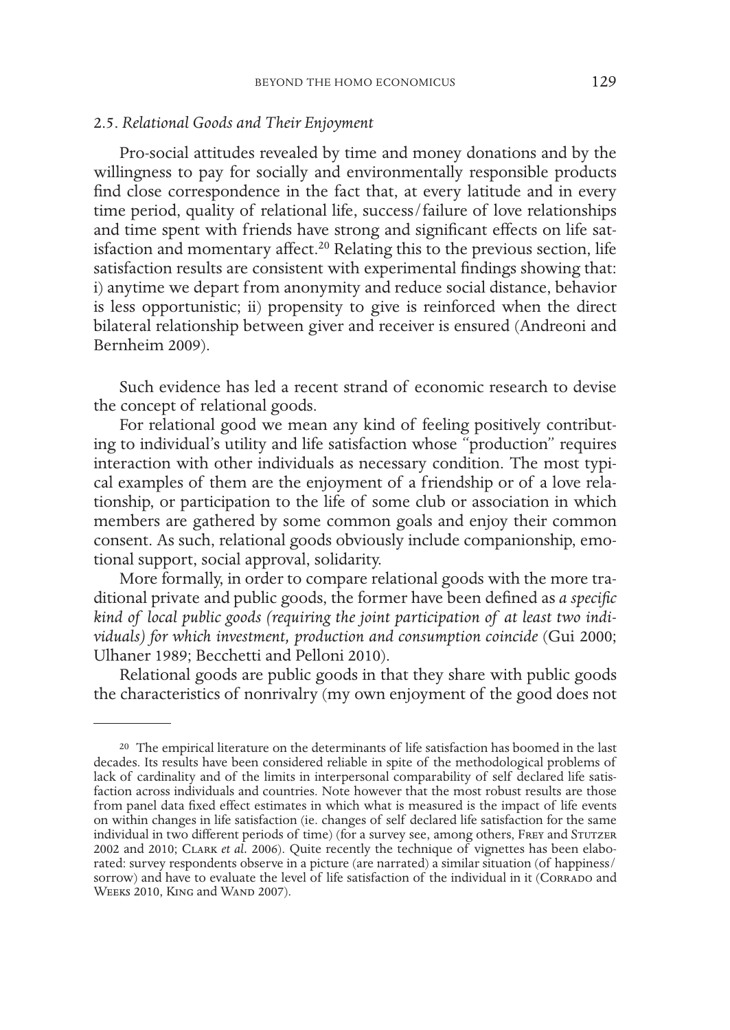### 2.5. *Relational Goods and Their Enjoyment*

Pro-social attitudes revealed by time and money donations and by the willingness to pay for socially and environmentally responsible products find close correspondence in the fact that, at every latitude and in every time period, quality of relational life, success/failure of love relationships and time spent with friends have strong and significant effects on life satisfaction and momentary affect.[20] Relating this to the previous section, life satisfaction results are consistent with experimental findings showing that: i) anytime we depart from anonymity and reduce social distance, behavior is less opportunistic; ii) propensity to give is reinforced when the direct bilateral relationship between giver and receiver is ensured (Andreoni and Bernheim 2009).

Such evidence has led a recent strand of economic research to devise the concept of relational goods.

For relational good we mean any kind of feeling positively contributing to individual's utility and life satisfaction whose "production" requires interaction with other individuals as necessary condition. The most typical examples of them are the enjoyment of a friendship or of a love relationship, or participation to the life of some club or association in which members are gathered by some common goals and enjoy their common consent. As such, relational goods obviously include companionship, emotional support, social approval, solidarity.

More formally, in order to compare relational goods with the more traditional private and public goods, the former have been defined as *a specific kind of local public goods (requiring the joint participation of at least two individuals) for which investment, production and consumption coincide* (Gui 2000; Ulhaner 1989; Becchetti and Pelloni 2010).

Relational goods are public goods in that they share with public goods the characteristics of nonrivalry (my own enjoyment of the good does not

---

[20] The empirical literature on the determinants of life satisfaction has boomed in the last decades. Its results have been considered reliable in spite of the methodological problems of lack of cardinality and of the limits in interpersonal comparability of self declared life satisfaction across individuals and countries. Note however that the most robust results are those from panel data fixed effect estimates in which what is measured is the impact of life events on within changes in life satisfaction (ie. changes of self declared life satisfaction for the same individual in two different periods of time) (for a survey see, among others, Frey and Stutzer 2002 and 2010; Clark *et al.* 2006). Quite recently the technique of vignettes has been elaborated: survey respondents observe in a picture (are narrated) a similar situation (of happiness/sorrow) and have to evaluate the level of life satisfaction of the individual in it (Corrado and Weeks 2010, King and Wand 2007).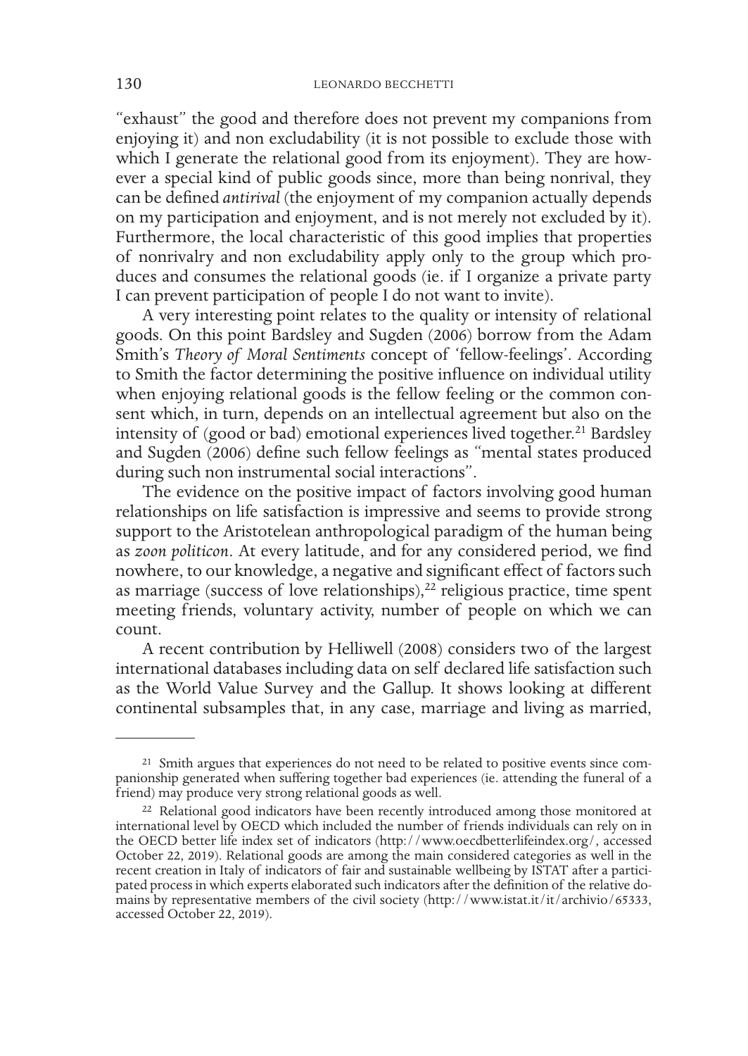"exhaust" the good and therefore does not prevent my companions from enjoying it) and non excludability (it is not possible to exclude those with which I generate the relational good from its enjoyment). They are however a special kind of public goods since, more than being nonrival, they can be defined *antirival* (the enjoyment of my companion actually depends on my participation and enjoyment, and is not merely not excluded by it). Furthermore, the local characteristic of this good implies that properties of nonrivalry and non excludability apply only to the group which produces and consumes the relational goods (ie. if I organize a private party I can prevent participation of people I do not want to invite).

A very interesting point relates to the quality or intensity of relational goods. On this point Bardsley and Sugden (2006) borrow from the Adam Smith's *Theory of Moral Sentiments* concept of 'fellow-feelings'. According to Smith the factor determining the positive influence on individual utility when enjoying relational goods is the fellow feeling or the common consent which, in turn, depends on an intellectual agreement but also on the intensity of (good or bad) emotional experiences lived together.[21] Bardsley and Sugden (2006) define such fellow feelings as "mental states produced during such non instrumental social interactions".

The evidence on the positive impact of factors involving good human relationships on life satisfaction is impressive and seems to provide strong support to the Aristotelean anthropological paradigm of the human being as *zoon politicon*. At every latitude, and for any considered period, we find nowhere, to our knowledge, a negative and significant effect of factors such as marriage (success of love relationships),[22] religious practice, time spent meeting friends, voluntary activity, number of people on which we can count.

A recent contribution by Helliwell (2008) considers two of the largest international databases including data on self declared life satisfaction such as the World Value Survey and the Gallup. It shows looking at different continental subsamples that, in any case, marriage and living as married,

---

[21] Smith argues that experiences do not need to be related to positive events since companionship generated when suffering together bad experiences (ie. attending the funeral of a friend) may produce very strong relational goods as well.

[22] Relational good indicators have been recently introduced among those monitored at international level by OECD which included the number of friends individuals can rely on in the OECD better life index set of indicators (http://www.oecdbetterlifeindex.org/, accessed October 22, 2019). Relational goods are among the main considered categories as well in the recent creation in Italy of indicators of fair and sustainable wellbeing by ISTAT after a participated process in which experts elaborated such indicators after the definition of the relative domains by representative members of the civil society (http://www.istat.it/it/archivio/65333, accessed October 22, 2019).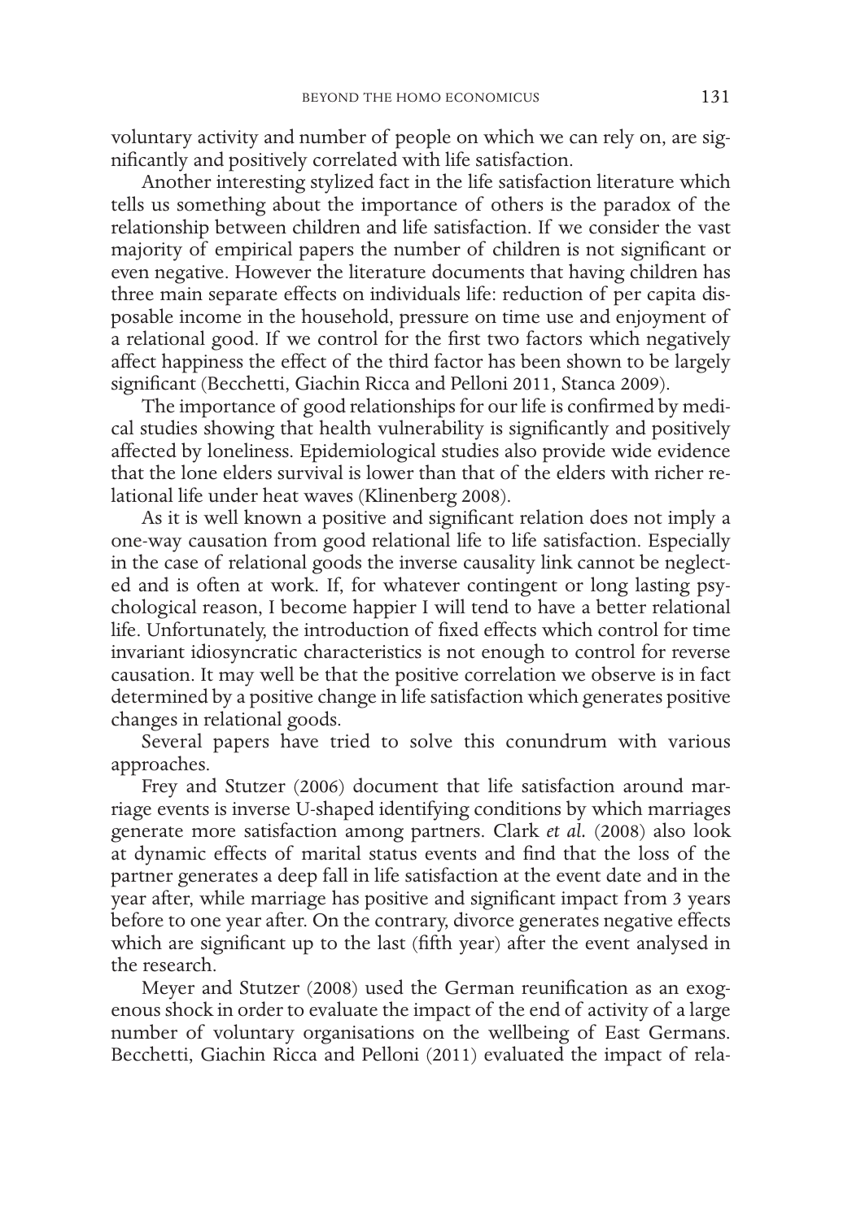voluntary activity and number of people on which we can rely on, are significantly and positively correlated with life satisfaction.

Another interesting stylized fact in the life satisfaction literature which tells us something about the importance of others is the paradox of the relationship between children and life satisfaction. If we consider the vast majority of empirical papers the number of children is not significant or even negative. However the literature documents that having children has three main separate effects on individuals life: reduction of per capita disposable income in the household, pressure on time use and enjoyment of a relational good. If we control for the first two factors which negatively affect happiness the effect of the third factor has been shown to be largely significant (Becchetti, Giachin Ricca and Pelloni 2011, Stanca 2009).

The importance of good relationships for our life is confirmed by medical studies showing that health vulnerability is significantly and positively affected by loneliness. Epidemiological studies also provide wide evidence that the lone elders survival is lower than that of the elders with richer relational life under heat waves (Klinenberg 2008).

As it is well known a positive and significant relation does not imply a one-way causation from good relational life to life satisfaction. Especially in the case of relational goods the inverse causality link cannot be neglected and is often at work. If, for whatever contingent or long lasting psychological reason, I become happier I will tend to have a better relational life. Unfortunately, the introduction of fixed effects which control for time invariant idiosyncratic characteristics is not enough to control for reverse causation. It may well be that the positive correlation we observe is in fact determined by a positive change in life satisfaction which generates positive changes in relational goods.

Several papers have tried to solve this conundrum with various approaches.

Frey and Stutzer (2006) document that life satisfaction around marriage events is inverse U-shaped identifying conditions by which marriages generate more satisfaction among partners. Clark *et al.* (2008) also look at dynamic effects of marital status events and find that the loss of the partner generates a deep fall in life satisfaction at the event date and in the year after, while marriage has positive and significant impact from 3 years before to one year after. On the contrary, divorce generates negative effects which are significant up to the last (fifth year) after the event analysed in the research.

Meyer and Stutzer (2008) used the German reunification as an exogenous shock in order to evaluate the impact of the end of activity of a large number of voluntary organisations on the wellbeing of East Germans. Becchetti, Giachin Ricca and Pelloni (2011) evaluated the impact of rela-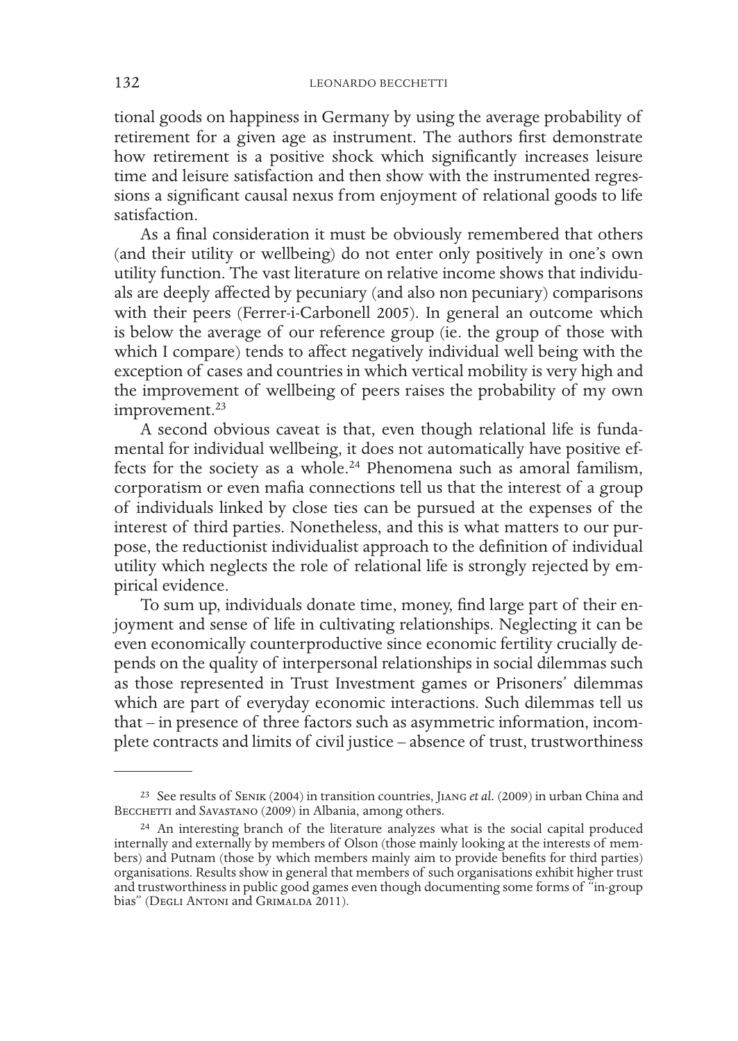tional goods on happiness in Germany by using the average probability of retirement for a given age as instrument. The authors first demonstrate how retirement is a positive shock which significantly increases leisure time and leisure satisfaction and then show with the instrumented regressions a significant causal nexus from enjoyment of relational goods to life satisfaction.

As a final consideration it must be obviously remembered that others (and their utility or wellbeing) do not enter only positively in one's own utility function. The vast literature on relative income shows that individuals are deeply affected by pecuniary (and also non pecuniary) comparisons with their peers (Ferrer-i-Carbonell 2005). In general an outcome which is below the average of our reference group (ie. the group of those with which I compare) tends to affect negatively individual well being with the exception of cases and countries in which vertical mobility is very high and the improvement of wellbeing of peers raises the probability of my own improvement.[23]

A second obvious caveat is that, even though relational life is fundamental for individual wellbeing, it does not automatically have positive effects for the society as a whole.[24] Phenomena such as amoral familism, corporatism or even mafia connections tell us that the interest of a group of individuals linked by close ties can be pursued at the expenses of the interest of third parties. Nonetheless, and this is what matters to our purpose, the reductionist individualist approach to the definition of individual utility which neglects the role of relational life is strongly rejected by empirical evidence.

To sum up, individuals donate time, money, find large part of their enjoyment and sense of life in cultivating relationships. Neglecting it can be even economically counterproductive since economic fertility crucially depends on the quality of interpersonal relationships in social dilemmas such as those represented in Trust Investment games or Prisoners' dilemmas which are part of everyday economic interactions. Such dilemmas tell us that – in presence of three factors such as asymmetric information, incomplete contracts and limits of civil justice – absence of trust, trustworthiness

---

[23] See results of Senik (2004) in transition countries, Jiang *et al.* (2009) in urban China and Becchetti and Savastano (2009) in Albania, among others.

[24] An interesting branch of the literature analyzes what is the social capital produced internally and externally by members of Olson (those mainly looking at the interests of members) and Putnam (those by which members mainly aim to provide benefits for third parties) organisations. Results show in general that members of such organisations exhibit higher trust and trustworthiness in public good games even though documenting some forms of "in-group bias" (Degli Antoni and Grimalda 2011).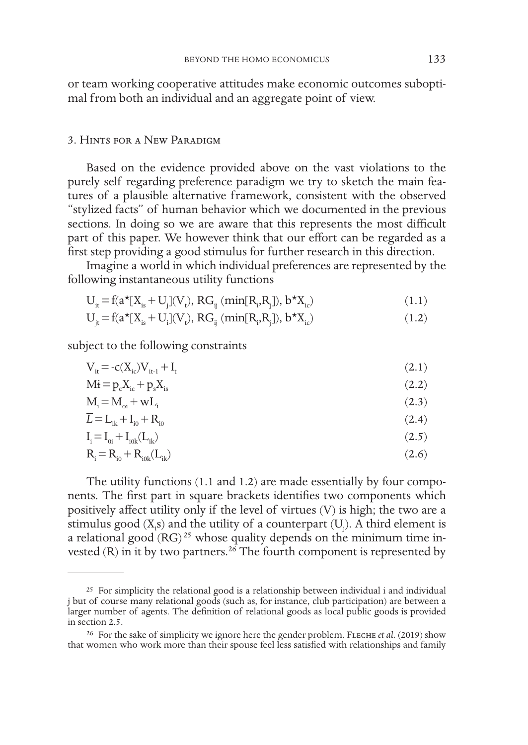or team working cooperative attitudes make economic outcomes suboptimal from both an individual and an aggregate point of view.

## 3. Hints for a New Paradigm

Based on the evidence provided above on the vast violations to the purely self regarding preference paradigm we try to sketch the main features of a plausible alternative framework, consistent with the observed "stylized facts" of human behavior which we documented in the previous sections. In doing so we are aware that this represents the most difficult part of this paper. We however think that our effort can be regarded as a first step providing a good stimulus for further research in this direction.

Imagine a world in which individual preferences are represented by the following instantaneous utility functions

$$U_{it} = f(a^\star[X_{is} + U_j](V_t),\ RG_{ij}\ (\min[R_i,R_j]),\ b^\star X_{ic}) \tag{1.1}$$

$$U_{jt} = f(a^\star[X_{is} + U_i](V_t),\ RG_{ij}\ (\min[R_i,R_j]),\ b^\star X_{ic}) \tag{1.2}$$

subject to the following constraints

$$V_{it} = -c(X_{ic})V_{it-1} + I_t \tag{2.1}$$

$$M_i = p_c X_{ic} + p_s X_{is} \tag{2.2}$$

$$M_i = M_{oi} + wL_i \tag{2.3}$$

$$\overline{L} = L_{ik} + I_{i0} + R_{i0} \tag{2.4}$$

$$I_i = I_{0i} + I_{i0k}(L_{ik}) \tag{2.5}$$

$$R_i = R_{i0} + R_{i0k}(L_{ik}) \tag{2.6}$$

The utility functions (1.1 and 1.2) are made essentially by four components. The first part in square brackets identifies two components which positively affect utility only if the level of virtues (V) is high; the two are a stimulus good ($X_i$s) and the utility of a counterpart ($U_j$). A third element is a relational good (RG)[25] whose quality depends on the minimum time invested (R) in it by two partners.[26] The fourth component is represented by

---

[25] For simplicity the relational good is a relationship between individual i and individual j but of course many relational goods (such as, for instance, club participation) are between a larger number of agents. The definition of relational goods as local public goods is provided in section 2.5.

[26] For the sake of simplicity we ignore here the gender problem. Fleche *et al.* (2019) show that women who work more than their spouse feel less satisfied with relationships and family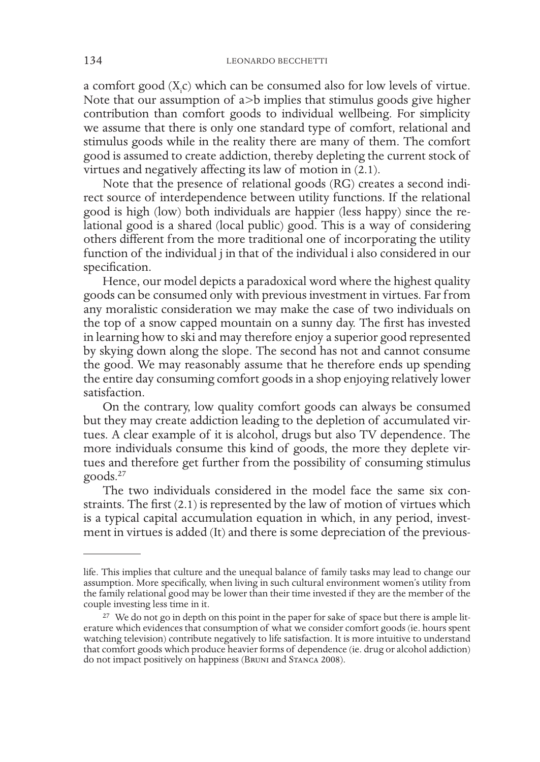a comfort good ($X_i c$) which can be consumed also for low levels of virtue. Note that our assumption of $a>b$ implies that stimulus goods give higher contribution than comfort goods to individual wellbeing. For simplicity we assume that there is only one standard type of comfort, relational and stimulus goods while in the reality there are many of them. The comfort good is assumed to create addiction, thereby depleting the current stock of virtues and negatively affecting its law of motion in (2.1).

Note that the presence of relational goods (RG) creates a second indirect source of interdependence between utility functions. If the relational good is high (low) both individuals are happier (less happy) since the relational good is a shared (local public) good. This is a way of considering others different from the more traditional one of incorporating the utility function of the individual j in that of the individual i also considered in our specification.

Hence, our model depicts a paradoxical word where the highest quality goods can be consumed only with previous investment in virtues. Far from any moralistic consideration we may make the case of two individuals on the top of a snow capped mountain on a sunny day. The first has invested in learning how to ski and may therefore enjoy a superior good represented by skying down along the slope. The second has not and cannot consume the good. We may reasonably assume that he therefore ends up spending the entire day consuming comfort goods in a shop enjoying relatively lower satisfaction.

On the contrary, low quality comfort goods can always be consumed but they may create addiction leading to the depletion of accumulated virtues. A clear example of it is alcohol, drugs but also TV dependence. The more individuals consume this kind of goods, the more they deplete virtues and therefore get further from the possibility of consuming stimulus goods.[27]

The two individuals considered in the model face the same six constraints. The first (2.1) is represented by the law of motion of virtues which is a typical capital accumulation equation in which, in any period, investment in virtues is added (It) and there is some depreciation of the previous-

---

life. This implies that culture and the unequal balance of family tasks may lead to change our assumption. More specifically, when living in such cultural environment women's utility from the family relational good may be lower than their time invested if they are the member of the couple investing less time in it.

[27] We do not go in depth on this point in the paper for sake of space but there is ample literature which evidences that consumption of what we consider comfort goods (ie. hours spent watching television) contribute negatively to life satisfaction. It is more intuitive to understand that comfort goods which produce heavier forms of dependence (ie. drug or alcohol addiction) do not impact positively on happiness (Bruni and Stanca 2008).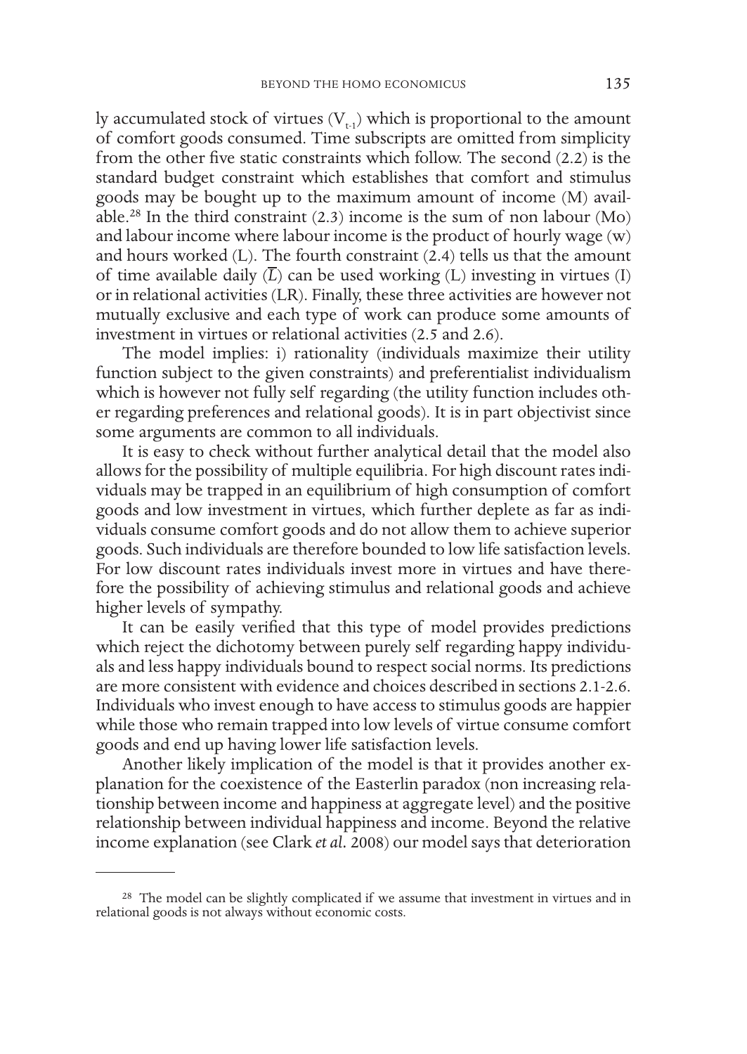ly accumulated stock of virtues ($V_{t-1}$) which is proportional to the amount of comfort goods consumed. Time subscripts are omitted from simplicity from the other five static constraints which follow. The second (2.2) is the standard budget constraint which establishes that comfort and stimulus goods may be bought up to the maximum amount of income (M) available.[28] In the third constraint (2.3) income is the sum of non labour (Mo) and labour income where labour income is the product of hourly wage (w) and hours worked (L). The fourth constraint (2.4) tells us that the amount of time available daily ($\overline{L}$) can be used working (L) investing in virtues (I) or in relational activities (LR). Finally, these three activities are however not mutually exclusive and each type of work can produce some amounts of investment in virtues or relational activities (2.5 and 2.6).

The model implies: i) rationality (individuals maximize their utility function subject to the given constraints) and preferentialist individualism which is however not fully self regarding (the utility function includes other regarding preferences and relational goods). It is in part objectivist since some arguments are common to all individuals.

It is easy to check without further analytical detail that the model also allows for the possibility of multiple equilibria. For high discount rates individuals may be trapped in an equilibrium of high consumption of comfort goods and low investment in virtues, which further deplete as far as individuals consume comfort goods and do not allow them to achieve superior goods. Such individuals are therefore bounded to low life satisfaction levels. For low discount rates individuals invest more in virtues and have therefore the possibility of achieving stimulus and relational goods and achieve higher levels of sympathy.

It can be easily verified that this type of model provides predictions which reject the dichotomy between purely self regarding happy individuals and less happy individuals bound to respect social norms. Its predictions are more consistent with evidence and choices described in sections 2.1-2.6. Individuals who invest enough to have access to stimulus goods are happier while those who remain trapped into low levels of virtue consume comfort goods and end up having lower life satisfaction levels.

Another likely implication of the model is that it provides another explanation for the coexistence of the Easterlin paradox (non increasing relationship between income and happiness at aggregate level) and the positive relationship between individual happiness and income. Beyond the relative income explanation (see Clark *et al.* 2008) our model says that deterioration

---

[28] The model can be slightly complicated if we assume that investment in virtues and in relational goods is not always without economic costs.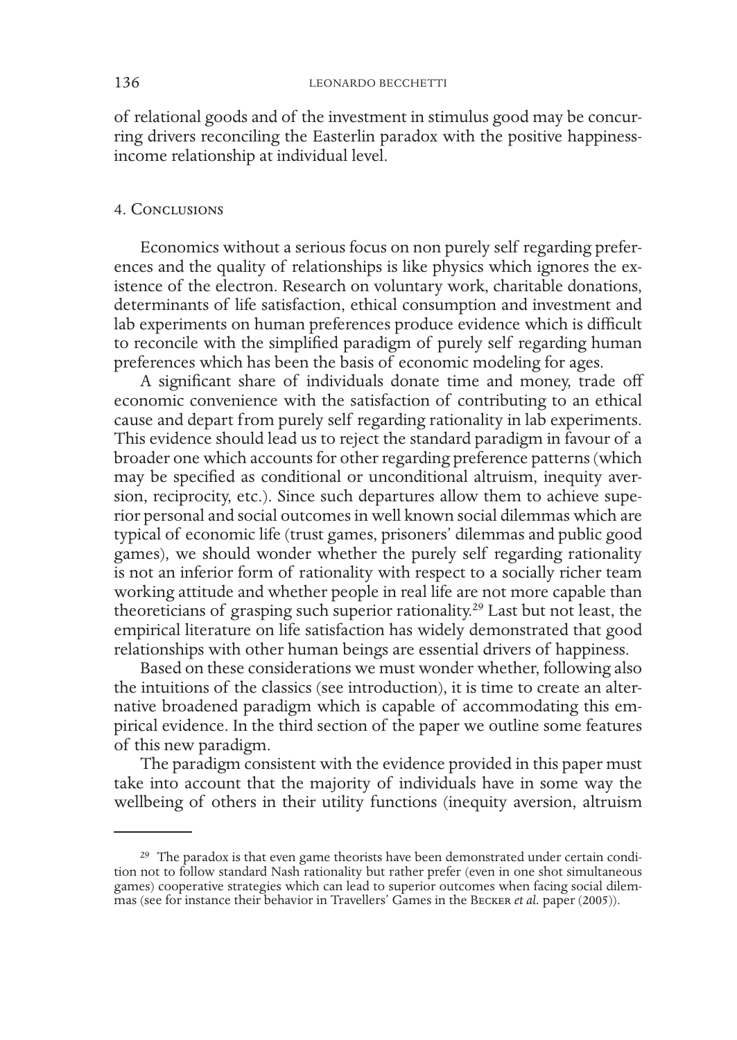of relational goods and of the investment in stimulus good may be concurring drivers reconciling the Easterlin paradox with the positive happiness-income relationship at individual level.

## 4. Conclusions

Economics without a serious focus on non purely self regarding preferences and the quality of relationships is like physics which ignores the existence of the electron. Research on voluntary work, charitable donations, determinants of life satisfaction, ethical consumption and investment and lab experiments on human preferences produce evidence which is difficult to reconcile with the simplified paradigm of purely self regarding human preferences which has been the basis of economic modeling for ages.

A significant share of individuals donate time and money, trade off economic convenience with the satisfaction of contributing to an ethical cause and depart from purely self regarding rationality in lab experiments. This evidence should lead us to reject the standard paradigm in favour of a broader one which accounts for other regarding preference patterns (which may be specified as conditional or unconditional altruism, inequity aversion, reciprocity, etc.). Since such departures allow them to achieve superior personal and social outcomes in well known social dilemmas which are typical of economic life (trust games, prisoners' dilemmas and public good games), we should wonder whether the purely self regarding rationality is not an inferior form of rationality with respect to a socially richer team working attitude and whether people in real life are not more capable than theoreticians of grasping such superior rationality.[29] Last but not least, the empirical literature on life satisfaction has widely demonstrated that good relationships with other human beings are essential drivers of happiness.

Based on these considerations we must wonder whether, following also the intuitions of the classics (see introduction), it is time to create an alternative broadened paradigm which is capable of accommodating this empirical evidence. In the third section of the paper we outline some features of this new paradigm.

The paradigm consistent with the evidence provided in this paper must take into account that the majority of individuals have in some way the wellbeing of others in their utility functions (inequity aversion, altruism

---

[29] The paradox is that even game theorists have been demonstrated under certain condition not to follow standard Nash rationality but rather prefer (even in one shot simultaneous games) cooperative strategies which can lead to superior outcomes when facing social dilemmas (see for instance their behavior in Travellers' Games in the Becker *et al.* paper (2005)).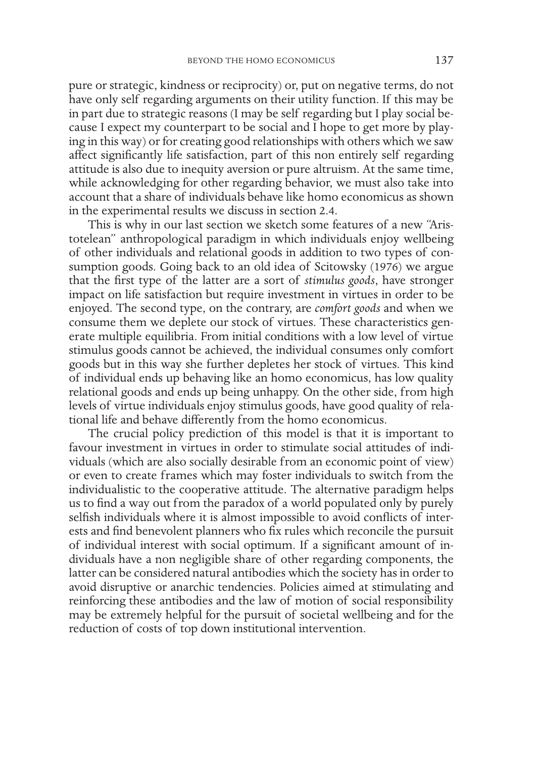pure or strategic, kindness or reciprocity) or, put on negative terms, do not have only self regarding arguments on their utility function. If this may be in part due to strategic reasons (I may be self regarding but I play social because I expect my counterpart to be social and I hope to get more by playing in this way) or for creating good relationships with others which we saw affect significantly life satisfaction, part of this non entirely self regarding attitude is also due to inequity aversion or pure altruism. At the same time, while acknowledging for other regarding behavior, we must also take into account that a share of individuals behave like homo economicus as shown in the experimental results we discuss in section 2.4.

This is why in our last section we sketch some features of a new "Aristotelean" anthropological paradigm in which individuals enjoy wellbeing of other individuals and relational goods in addition to two types of consumption goods. Going back to an old idea of Scitowsky (1976) we argue that the first type of the latter are a sort of *stimulus goods*, have stronger impact on life satisfaction but require investment in virtues in order to be enjoyed. The second type, on the contrary, are *comfort goods* and when we consume them we deplete our stock of virtues. These characteristics generate multiple equilibria. From initial conditions with a low level of virtue stimulus goods cannot be achieved, the individual consumes only comfort goods but in this way she further depletes her stock of virtues. This kind of individual ends up behaving like an homo economicus, has low quality relational goods and ends up being unhappy. On the other side, from high levels of virtue individuals enjoy stimulus goods, have good quality of relational life and behave differently from the homo economicus.

The crucial policy prediction of this model is that it is important to favour investment in virtues in order to stimulate social attitudes of individuals (which are also socially desirable from an economic point of view) or even to create frames which may foster individuals to switch from the individualistic to the cooperative attitude. The alternative paradigm helps us to find a way out from the paradox of a world populated only by purely selfish individuals where it is almost impossible to avoid conflicts of interests and find benevolent planners who fix rules which reconcile the pursuit of individual interest with social optimum. If a significant amount of individuals have a non negligible share of other regarding components, the latter can be considered natural antibodies which the society has in order to avoid disruptive or anarchic tendencies. Policies aimed at stimulating and reinforcing these antibodies and the law of motion of social responsibility may be extremely helpful for the pursuit of societal wellbeing and for the reduction of costs of top down institutional intervention.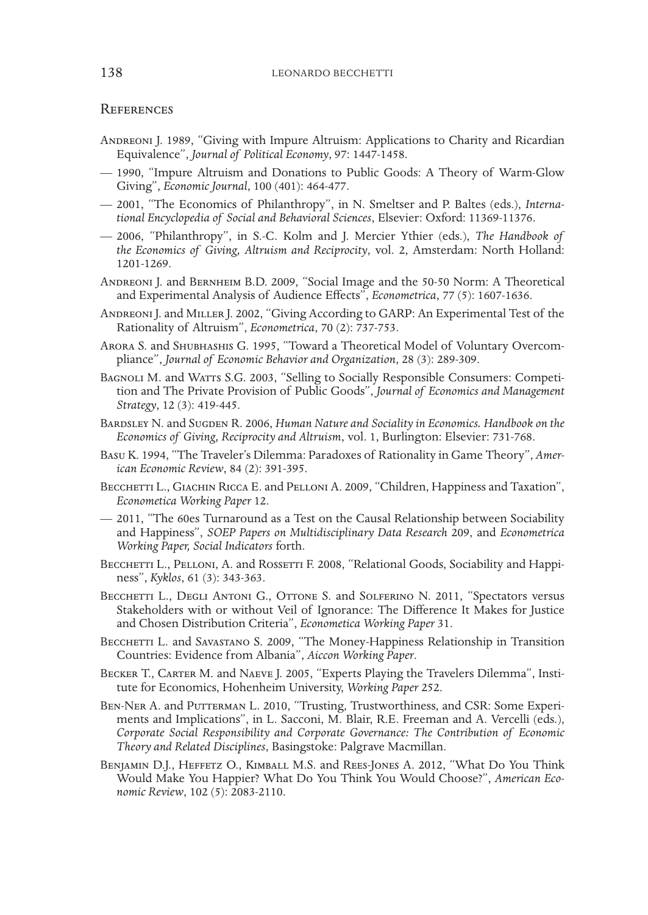## References

Andreoni J. 1989, "Giving with Impure Altruism: Applications to Charity and Ricardian Equivalence", *Journal of Political Economy*, 97: 1447-1458.

— 1990, "Impure Altruism and Donations to Public Goods: A Theory of Warm-Glow Giving", *Economic Journal*, 100 (401): 464-477.

— 2001, "The Economics of Philanthropy", in N. Smeltser and P. Baltes (eds.), *International Encyclopedia of Social and Behavioral Sciences*, Elsevier: Oxford: 11369-11376.

— 2006, "Philanthropy", in S.-C. Kolm and J. Mercier Ythier (eds.), *The Handbook of the Economics of Giving, Altruism and Reciprocity*, vol. 2, Amsterdam: North Holland: 1201-1269.

Andreoni J. and Bernheim B.D. 2009, "Social Image and the 50-50 Norm: A Theoretical and Experimental Analysis of Audience Effects", *Econometrica*, 77 (5): 1607-1636.

Andreoni J. and Miller J. 2002, "Giving According to GARP: An Experimental Test of the Rationality of Altruism", *Econometrica*, 70 (2): 737-753.

Arora S. and Shubhashis G. 1995, "Toward a Theoretical Model of Voluntary Overcompliance", *Journal of Economic Behavior and Organization*, 28 (3): 289-309.

Bagnoli M. and Watts S.G. 2003, "Selling to Socially Responsible Consumers: Competition and The Private Provision of Public Goods", *Journal of Economics and Management Strategy*, 12 (3): 419-445.

Bardsley N. and Sugden R. 2006, *Human Nature and Sociality in Economics. Handbook on the Economics of Giving, Reciprocity and Altruism*, vol. 1, Burlington: Elsevier: 731-768.

Basu K. 1994, "The Traveler's Dilemma: Paradoxes of Rationality in Game Theory", *American Economic Review*, 84 (2): 391-395.

Becchetti L., Giachin Ricca E. and Pelloni A. 2009, "Children, Happiness and Taxation", *Econometica Working Paper* 12.

— 2011, "The 60es Turnaround as a Test on the Causal Relationship between Sociability and Happiness", *SOEP Papers on Multidisciplinary Data Research* 209, and *Econometrica Working Paper, Social Indicators* forth.

Becchetti L., Pelloni, A. and Rossetti F. 2008, "Relational Goods, Sociability and Happiness", *Kyklos*, 61 (3): 343-363.

Becchetti L., Degli Antoni G., Ottone S. and Solferino N. 2011, "Spectators versus Stakeholders with or without Veil of Ignorance: The Difference It Makes for Justice and Chosen Distribution Criteria", *Econometica Working Paper* 31.

Becchetti L. and Savastano S. 2009, "The Money-Happiness Relationship in Transition Countries: Evidence from Albania", *Aiccon Working Paper*.

Becker T., Carter M. and Naeve J. 2005, "Experts Playing the Travelers Dilemma", Institute for Economics, Hohenheim University, *Working Paper* 252.

Ben-Ner A. and Putterman L. 2010, "Trusting, Trustworthiness, and CSR: Some Experiments and Implications", in L. Sacconi, M. Blair, R.E. Freeman and A. Vercelli (eds.), *Corporate Social Responsibility and Corporate Governance: The Contribution of Economic Theory and Related Disciplines*, Basingstoke: Palgrave Macmillan.

Benjamin D.J., Heffetz O., Kimball M.S. and Rees-Jones A. 2012, "What Do You Think Would Make You Happier? What Do You Think You Would Choose?", *American Economic Review*, 102 (5): 2083-2110.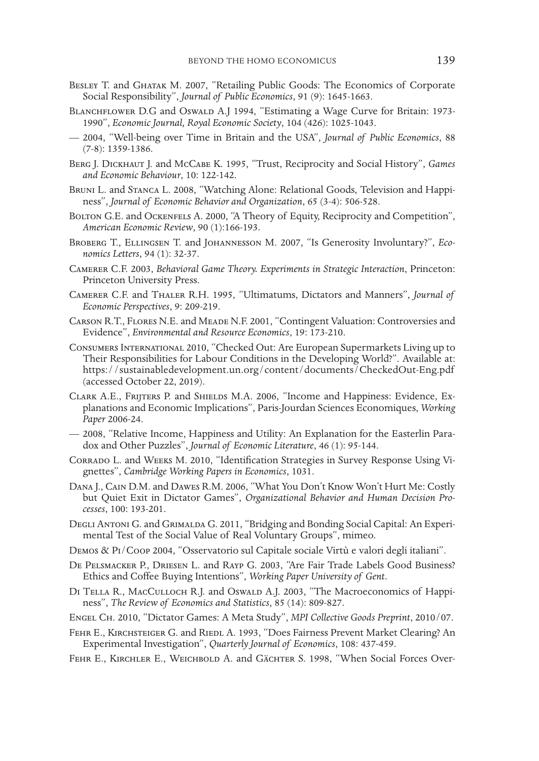Besley T. and Ghatak M. 2007, "Retailing Public Goods: The Economics of Corporate Social Responsibility", *Journal of Public Economics*, 91 (9): 1645-1663.

Blanchflower D.G and Oswald A.J 1994, "Estimating a Wage Curve for Britain: 1973-1990", *Economic Journal, Royal Economic Society*, 104 (426): 1025-1043.

— 2004, "Well-being over Time in Britain and the USA", *Journal of Public Economics*, 88 (7-8): 1359-1386.

Berg J. Dickhaut J. and McCabe K. 1995, "Trust, Reciprocity and Social History", *Games and Economic Behaviour*, 10: 122-142.

Bruni L. and Stanca L. 2008, "Watching Alone: Relational Goods, Television and Happiness", *Journal of Economic Behavior and Organization*, 65 (3-4): 506-528.

Bolton G.E. and Ockenfels A. 2000, "A Theory of Equity, Reciprocity and Competition", *American Economic Review*, 90 (1):166-193.

Broberg T., Ellingsen T. and Johannesson M. 2007, "Is Generosity Involuntary?", *Economics Letters*, 94 (1): 32-37.

Camerer C.F. 2003, *Behavioral Game Theory. Experiments in Strategic Interaction*, Princeton: Princeton University Press.

Camerer C.F. and Thaler R.H. 1995, "Ultimatums, Dictators and Manners", *Journal of Economic Perspectives*, 9: 209-219.

Carson R.T., Flores N.E. and Meade N.F. 2001, "Contingent Valuation: Controversies and Evidence", *Environmental and Resource Economics*, 19: 173-210.

Consumers International 2010, "Checked Out: Are European Supermarkets Living up to Their Responsibilities for Labour Conditions in the Developing World?". Available at: https://sustainabledevelopment.un.org/content/documents/CheckedOut-Eng.pdf (accessed October 22, 2019).

Clark A.E., Frijters P. and Shields M.A. 2006, "Income and Happiness: Evidence, Explanations and Economic Implications", Paris-Jourdan Sciences Economiques, *Working Paper* 2006-24.

— 2008, "Relative Income, Happiness and Utility: An Explanation for the Easterlin Paradox and Other Puzzles", *Journal of Economic Literature*, 46 (1): 95-144.

Corrado L. and Weeks M. 2010, "Identification Strategies in Survey Response Using Vignettes", *Cambridge Working Papers in Economics*, 1031.

Dana J., Cain D.M. and Dawes R.M. 2006, "What You Don't Know Won't Hurt Me: Costly but Quiet Exit in Dictator Games", *Organizational Behavior and Human Decision Processes*, 100: 193-201.

Degli Antoni G. and Grimalda G. 2011, "Bridging and Bonding Social Capital: An Experimental Test of the Social Value of Real Voluntary Groups", mimeo.

Demos & Pi/Coop 2004, "Osservatorio sul Capitale sociale Virtù e valori degli italiani".

De Pelsmacker P., Driesen L. and Rayp G. 2003, "Are Fair Trade Labels Good Business? Ethics and Coffee Buying Intentions", *Working Paper University of Gent*.

Di Tella R., MacCulloch R.J. and Oswald A.J. 2003, "The Macroeconomics of Happiness", *The Review of Economics and Statistics*, 85 (14): 809-827.

Engel Ch. 2010, "Dictator Games: A Meta Study", *MPI Collective Goods Preprint*, 2010/07.

Fehr E., Kirchsteiger G. and Riedl A. 1993, "Does Fairness Prevent Market Clearing? An Experimental Investigation", *Quarterly Journal of Economics*, 108: 437-459.

Fehr E., Kirchler E., Weichbold A. and Gächter S. 1998, "When Social Forces Over-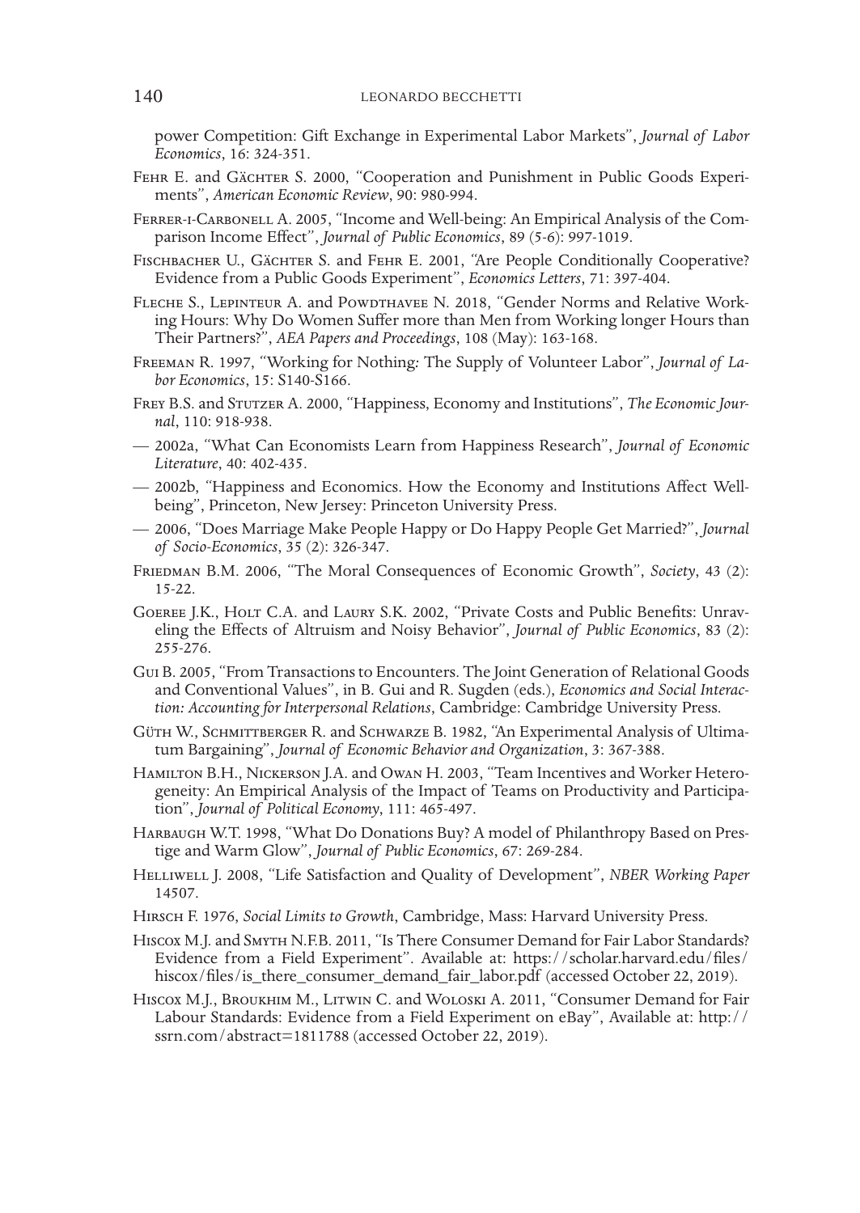power Competition: Gift Exchange in Experimental Labor Markets", *Journal of Labor Economics*, 16: 324-351.

Fehr E. and Gächter S. 2000, "Cooperation and Punishment in Public Goods Experiments", *American Economic Review*, 90: 980-994.

Ferrer-i-Carbonell A. 2005, "Income and Well-being: An Empirical Analysis of the Comparison Income Effect", *Journal of Public Economics*, 89 (5-6): 997-1019.

Fischbacher U., Gächter S. and Fehr E. 2001, "Are People Conditionally Cooperative? Evidence from a Public Goods Experiment", *Economics Letters*, 71: 397-404.

Fleche S., Lepinteur A. and Powdthavee N. 2018, "Gender Norms and Relative Working Hours: Why Do Women Suffer more than Men from Working longer Hours than Their Partners?", *AEA Papers and Proceedings*, 108 (May): 163-168.

Freeman R. 1997, "Working for Nothing: The Supply of Volunteer Labor", *Journal of Labor Economics*, 15: S140-S166.

Frey B.S. and Stutzer A. 2000, "Happiness, Economy and Institutions", *The Economic Journal*, 110: 918-938.

— 2002a, "What Can Economists Learn from Happiness Research", *Journal of Economic Literature*, 40: 402-435.

— 2002b, "Happiness and Economics. How the Economy and Institutions Affect Well-being", Princeton, New Jersey: Princeton University Press.

— 2006, "Does Marriage Make People Happy or Do Happy People Get Married?", *Journal of Socio-Economics*, 35 (2): 326-347.

Friedman B.M. 2006, "The Moral Consequences of Economic Growth", *Society*, 43 (2): 15-22.

Goeree J.K., Holt C.A. and Laury S.K. 2002, "Private Costs and Public Benefits: Unraveling the Effects of Altruism and Noisy Behavior", *Journal of Public Economics*, 83 (2): 255-276.

Gui B. 2005, "From Transactions to Encounters. The Joint Generation of Relational Goods and Conventional Values", in B. Gui and R. Sugden (eds.), *Economics and Social Interaction: Accounting for Interpersonal Relations*, Cambridge: Cambridge University Press.

Güth W., Schmittberger R. and Schwarze B. 1982, "An Experimental Analysis of Ultimatum Bargaining", *Journal of Economic Behavior and Organization*, 3: 367-388.

Hamilton B.H., Nickerson J.A. and Owan H. 2003, "Team Incentives and Worker Heterogeneity: An Empirical Analysis of the Impact of Teams on Productivity and Participation", *Journal of Political Economy*, 111: 465-497.

Harbaugh W.T. 1998, "What Do Donations Buy? A model of Philanthropy Based on Prestige and Warm Glow", *Journal of Public Economics*, 67: 269-284.

Helliwell J. 2008, "Life Satisfaction and Quality of Development", *NBER Working Paper* 14507.

Hirsch F. 1976, *Social Limits to Growth*, Cambridge, Mass: Harvard University Press.

Hiscox M.J. and Smyth N.F.B. 2011, "Is There Consumer Demand for Fair Labor Standards? Evidence from a Field Experiment". Available at: https://scholar.harvard.edu/files/hiscox/files/is_there_consumer_demand_fair_labor.pdf (accessed October 22, 2019).

Hiscox M.J., Broukhim M., Litwin C. and Woloski A. 2011, "Consumer Demand for Fair Labour Standards: Evidence from a Field Experiment on eBay", Available at: http://ssrn.com/abstract=1811788 (accessed October 22, 2019).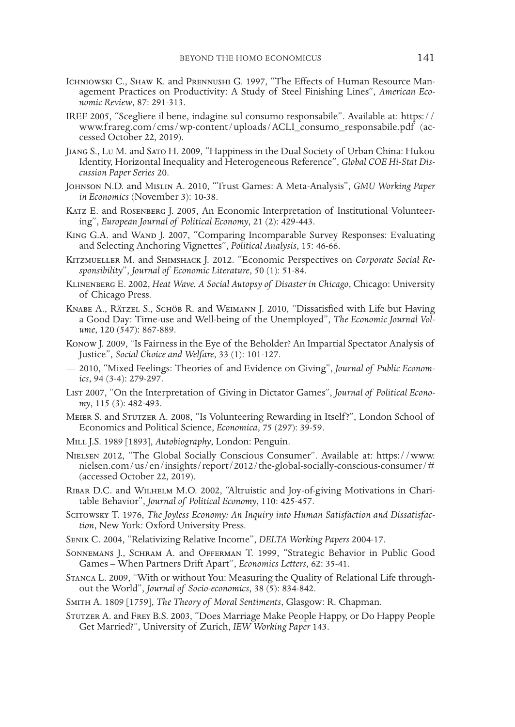Ichniowski C., Shaw K. and Prennushi G. 1997, "The Effects of Human Resource Management Practices on Productivity: A Study of Steel Finishing Lines", *American Economic Review*, 87: 291-313.

IREF 2005, "Scegliere il bene, indagine sul consumo responsabile". Available at: https://www.frareg.com/cms/wp-content/uploads/ACLI_consumo_responsabile.pdf (accessed October 22, 2019).

Jiang S., Lu M. and Sato H. 2009, "Happiness in the Dual Society of Urban China: Hukou Identity, Horizontal Inequality and Heterogeneous Reference", *Global COE Hi-Stat Discussion Paper Series* 20.

Johnson N.D. and Mislin A. 2010, "Trust Games: A Meta-Analysis", *GMU Working Paper in Economics* (November 3): 10-38.

Katz E. and Rosenberg J. 2005, An Economic Interpretation of Institutional Volunteering", *European Journal of Political Economy*, 21 (2): 429-443.

King G.A. and Wand J. 2007, "Comparing Incomparable Survey Responses: Evaluating and Selecting Anchoring Vignettes", *Political Analysis*, 15: 46-66.

Kitzmueller M. and Shimshack J. 2012. "Economic Perspectives on *Corporate Social Responsibility*", *Journal of Economic Literature*, 50 (1): 51-84.

Klinenberg E. 2002, *Heat Wave. A Social Autopsy of Disaster in Chicago*, Chicago: University of Chicago Press.

Knabe A., Rätzel S., Schöb R. and Weimann J. 2010, "Dissatisfied with Life but Having a Good Day: Time-use and Well-being of the Unemployed", *The Economic Journal Volume*, 120 (547): 867-889.

Konow J. 2009, "Is Fairness in the Eye of the Beholder? An Impartial Spectator Analysis of Justice", *Social Choice and Welfare*, 33 (1): 101-127.

— 2010, "Mixed Feelings: Theories of and Evidence on Giving", *Journal of Public Economics*, 94 (3-4): 279-297.

List 2007, "On the Interpretation of Giving in Dictator Games", *Journal of Political Economy*, 115 (3): 482-493.

Meier S. and Stutzer A. 2008, "Is Volunteering Rewarding in Itself?", London School of Economics and Political Science, *Economica*, 75 (297): 39-59.

Mill J.S. 1989 [1893], *Autobiography*, London: Penguin.

Nielsen 2012, "The Global Socially Conscious Consumer". Available at: https://www.nielsen.com/us/en/insights/report/2012/the-global-socially-conscious-consumer/# (accessed October 22, 2019).

Ribar D.C. and Wilhelm M.O. 2002, "Altruistic and Joy-of-giving Motivations in Charitable Behavior", *Journal of Political Economy*, 110: 425-457.

Scitowsky T. 1976, *The Joyless Economy: An Inquiry into Human Satisfaction and Dissatisfaction*, New York: Oxford University Press.

Senik C. 2004, "Relativizing Relative Income", *DELTA Working Papers* 2004-17.

Sonnemans J., Schram A. and Offerman T. 1999, "Strategic Behavior in Public Good Games – When Partners Drift Apart", *Economics Letters*, 62: 35-41.

Stanca L. 2009, "With or without You: Measuring the Quality of Relational Life throughout the World", *Journal of Socio-economics*, 38 (5): 834-842.

Smith A. 1809 [1759], *The Theory of Moral Sentiments*, Glasgow: R. Chapman.

Stutzer A. and Frey B.S. 2003, "Does Marriage Make People Happy, or Do Happy People Get Married?", University of Zurich, *IEW Working Paper* 143.